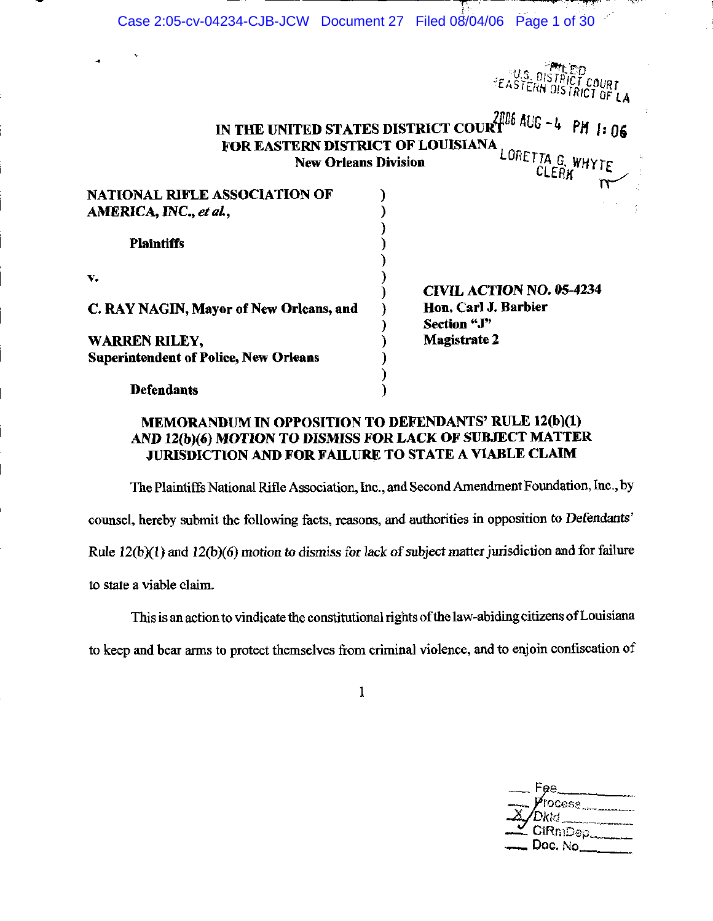FILED
U.S. DISTRICT COURT
EASTERN DISTRICT OF LA
2006 AUG -4 PM 1:06
LORETTA G. WHYTE
CLERK

**IN THE UNITED STATES DISTRICT COURT**
**FOR EASTERN DISTRICT OF LOUISIANA**
**New Orleans Division**

| | | |
|---|---|---|
| **NATIONAL RIFLE ASSOCIATION OF AMERICA, INC., *et al.*,** | ) | |
| **Plaintiffs** | ) | |
| **v.** | ) | ***CIVIL ACTION NO. 05-4234*** |
| **C. RAY NAGIN, Mayor of New Orleans, and** | ) | **Hon. Carl J. Barbier** |
| | ) | **Section "J"** |
| **WARREN RILEY, Superintendent of Police, New Orleans** | ) | **Magistrate 2** |
| **Defendants** | ) | |

**MEMORANDUM IN OPPOSITION TO DEFENDANTS' RULE 12(b)(1) AND 12(b)(6) MOTION TO DISMISS FOR LACK OF SUBJECT MATTER JURISDICTION AND FOR FAILURE TO STATE A VIABLE CLAIM**

The Plaintiffs National Rifle Association, Inc., and Second Amendment Foundation, Inc., by counsel, hereby submit the following facts, reasons, and authorities in opposition to Defendants' Rule 12(b)(1) and 12(b)(6) motion to dismiss for lack of subject matter jurisdiction and for failure to state a viable claim.

This is an action to vindicate the constitutional rights of the law-abiding citizens of Louisiana to keep and bear arms to protect themselves from criminal violence, and to enjoin confiscation of

___ Fee___
___ Process___
_X_ Dktd___
_✓_ CtRmDep___
___ Doc. No.___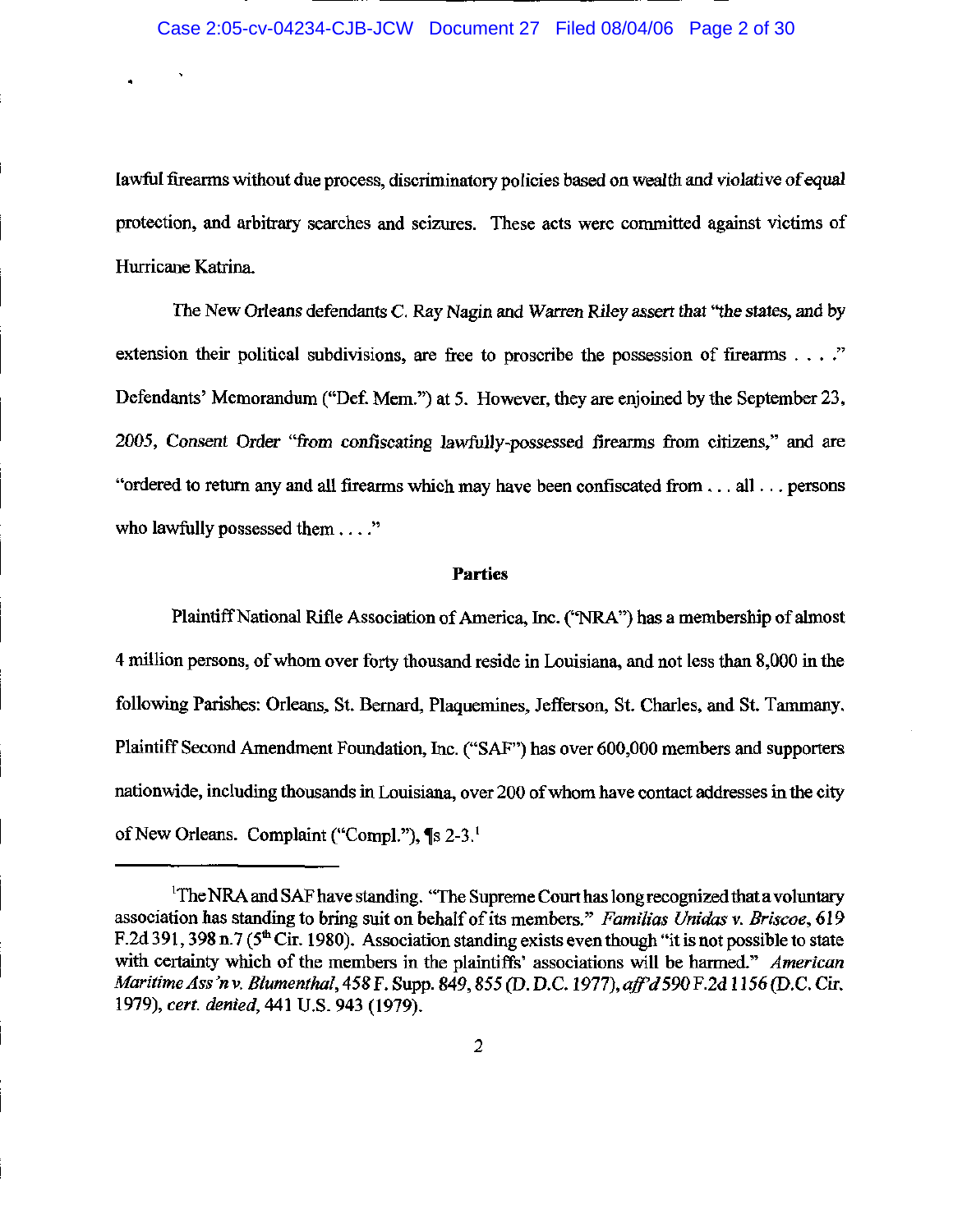lawful firearms without due process, discriminatory policies based on wealth and violative of equal protection, and arbitrary searches and seizures. These acts were committed against victims of Hurricane Katrina.

The New Orleans defendants C. Ray Nagin and Warren Riley assert that "the states, and by extension their political subdivisions, are free to proscribe the possession of firearms . . . ." Defendants' Memorandum ("Def. Mem.") at 5. However, they are enjoined by the September 23, 2005, Consent Order "from confiscating lawfully-possessed firearms from citizens," and are "ordered to return any and all firearms which may have been confiscated from . . . all . . . persons who lawfully possessed them . . . ."

**Parties**

Plaintiff National Rifle Association of America, Inc. ("NRA") has a membership of almost 4 million persons, of whom over forty thousand reside in Louisiana, and not less than 8,000 in the following Parishes: Orleans, St. Bernard, Plaquemines, Jefferson, St. Charles, and St. Tammany. Plaintiff Second Amendment Foundation, Inc. ("SAF") has over 600,000 members and supporters nationwide, including thousands in Louisiana, over 200 of whom have contact addresses in the city of New Orleans. Complaint ("Compl."), ¶s 2-3.[1]

---

[1] The NRA and SAF have standing. "The Supreme Court has long recognized that a voluntary association has standing to bring suit on behalf of its members." *Familias Unidas v. Briscoe*, 619 F.2d 391, 398 n.7 (5th Cir. 1980). Association standing exists even though "it is not possible to state with certainty which of the members in the plaintiffs' associations will be harmed." *American Maritime Ass'n v. Blumenthal*, 458 F. Supp. 849, 855 (D. D.C. 1977), *aff'd* 590 F.2d 1156 (D.C. Cir. 1979), *cert. denied*, 441 U.S. 943 (1979).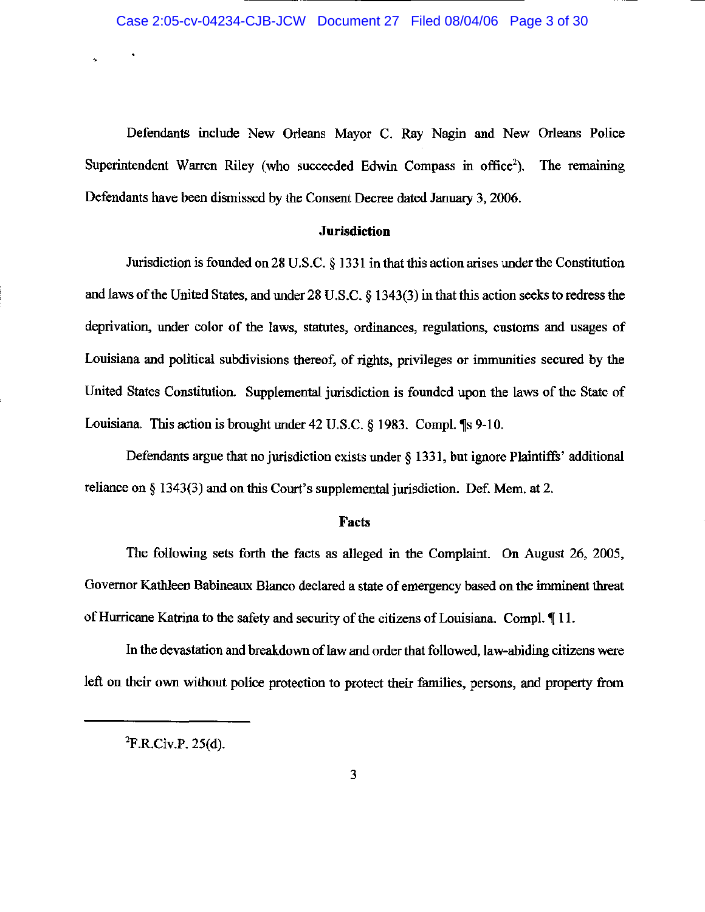Defendants include New Orleans Mayor C. Ray Nagin and New Orleans Police Superintendent Warren Riley (who succeeded Edwin Compass in office[2]). The remaining Defendants have been dismissed by the Consent Decree dated January 3, 2006.

## Jurisdiction

Jurisdiction is founded on 28 U.S.C. § 1331 in that this action arises under the Constitution and laws of the United States, and under 28 U.S.C. § 1343(3) in that this action seeks to redress the deprivation, under color of the laws, statutes, ordinances, regulations, customs and usages of Louisiana and political subdivisions thereof, of rights, privileges or immunities secured by the United States Constitution. Supplemental jurisdiction is founded upon the laws of the State of Louisiana. This action is brought under 42 U.S.C. § 1983. Compl. ¶s 9-10.

Defendants argue that no jurisdiction exists under § 1331, but ignore Plaintiffs' additional reliance on § 1343(3) and on this Court's supplemental jurisdiction. Def. Mem. at 2.

## Facts

The following sets forth the facts as alleged in the Complaint. On August 26, 2005, Governor Kathleen Babineaux Blanco declared a state of emergency based on the imminent threat of Hurricane Katrina to the safety and security of the citizens of Louisiana. Compl. ¶ 11.

In the devastation and breakdown of law and order that followed, law-abiding citizens were left on their own without police protection to protect their families, persons, and property from

---

[2] F.R.Civ.P. 25(d).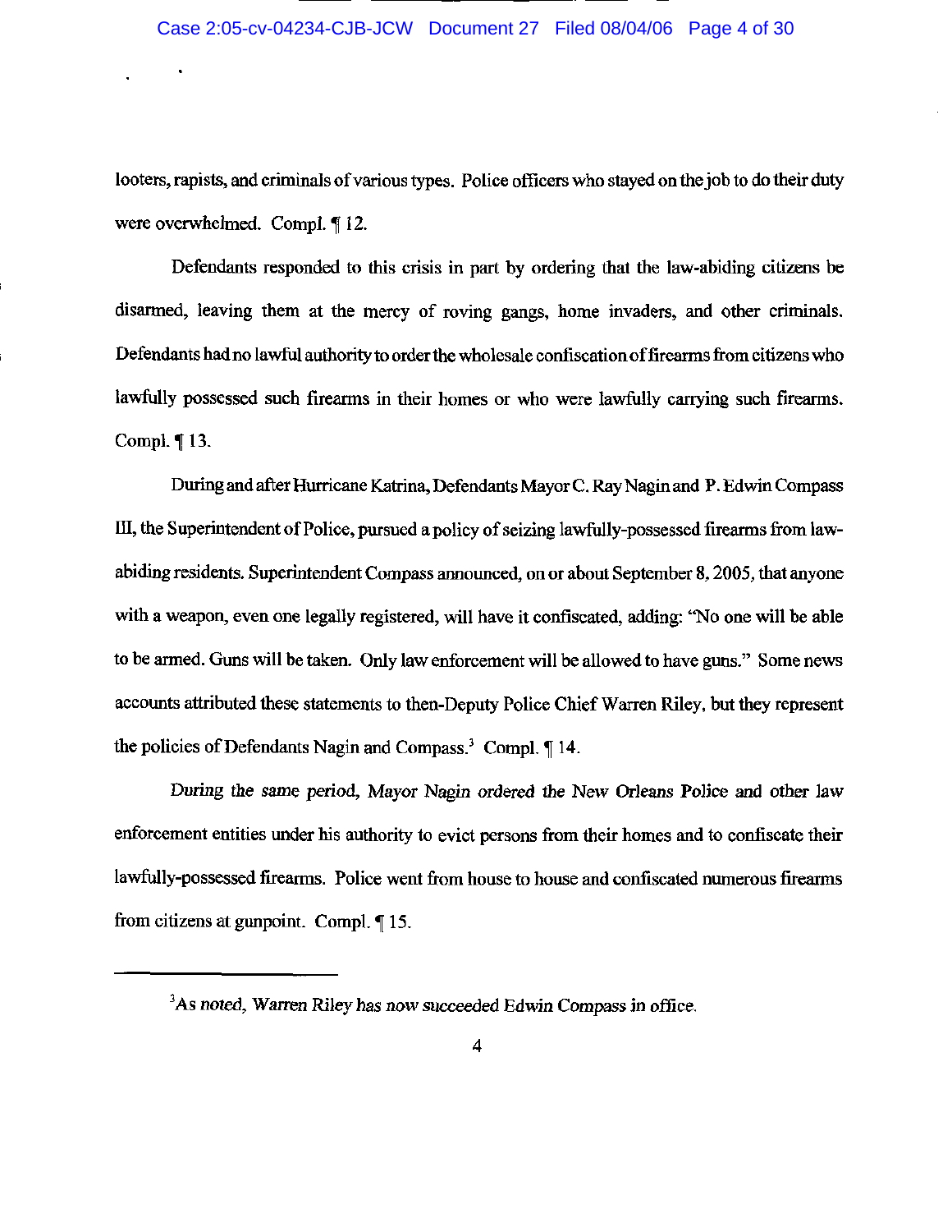looters, rapists, and criminals of various types. Police officers who stayed on the job to do their duty were overwhelmed. Compl. ¶ 12.

Defendants responded to this crisis in part by ordering that the law-abiding citizens be disarmed, leaving them at the mercy of roving gangs, home invaders, and other criminals. Defendants had no lawful authority to order the wholesale confiscation of firearms from citizens who lawfully possessed such firearms in their homes or who were lawfully carrying such firearms. Compl. ¶ 13.

During and after Hurricane Katrina, Defendants Mayor C. Ray Nagin and P. Edwin Compass III, the Superintendent of Police, pursued a policy of seizing lawfully-possessed firearms from law-abiding residents. Superintendent Compass announced, on or about September 8, 2005, that anyone with a weapon, even one legally registered, will have it confiscated, adding: "No one will be able to be armed. Guns will be taken. Only law enforcement will be allowed to have guns." Some news accounts attributed these statements to then-Deputy Police Chief Warren Riley, but they represent the policies of Defendants Nagin and Compass.[3] Compl. ¶ 14.

During the same period, Mayor Nagin ordered the New Orleans Police and other law enforcement entities under his authority to evict persons from their homes and to confiscate their lawfully-possessed firearms. Police went from house to house and confiscated numerous firearms from citizens at gunpoint. Compl. ¶ 15.

---

[3] As noted, Warren Riley has now succeeded Edwin Compass in office.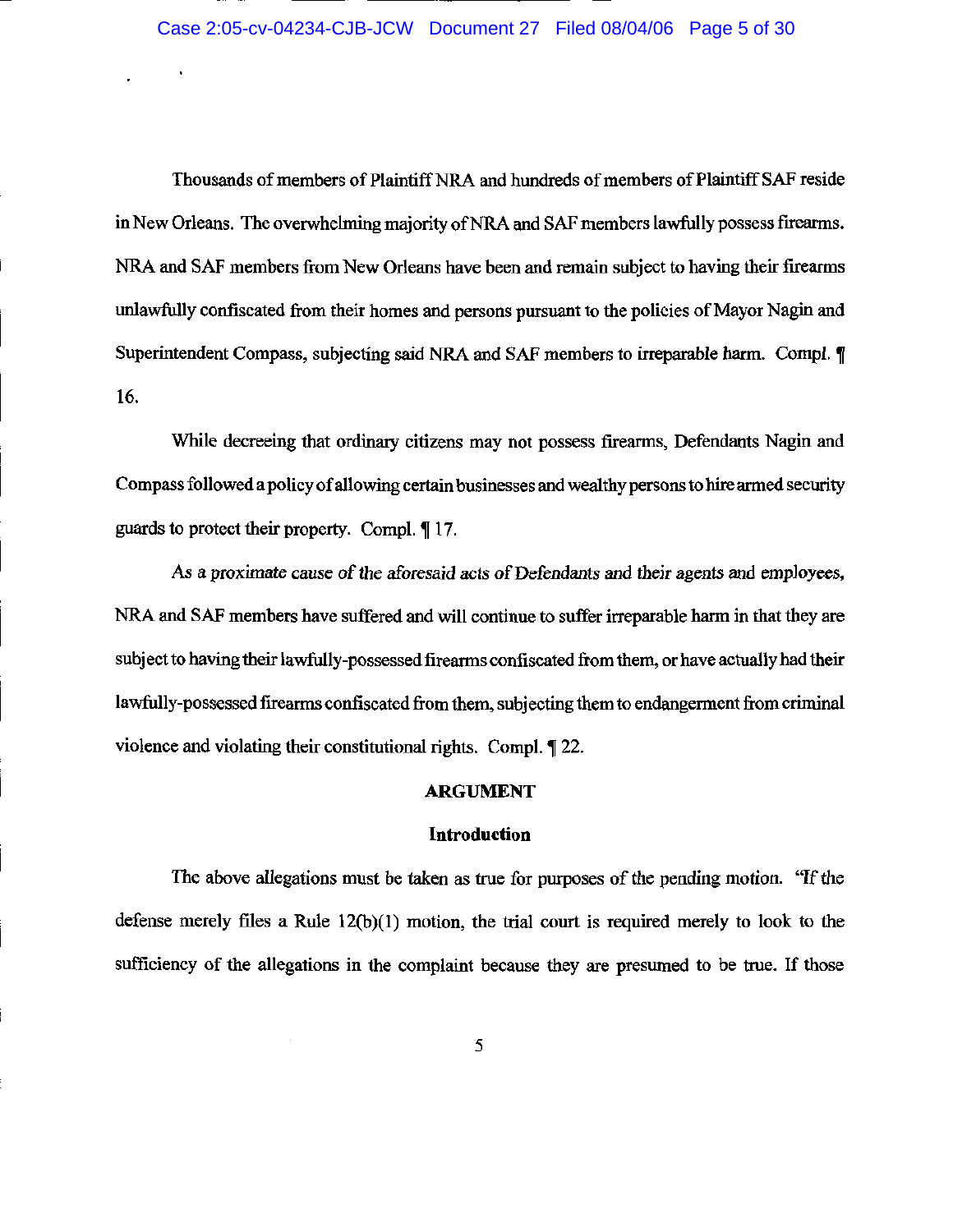Thousands of members of Plaintiff NRA and hundreds of members of Plaintiff SAF reside in New Orleans. The overwhelming majority of NRA and SAF members lawfully possess firearms. NRA and SAF members from New Orleans have been and remain subject to having their firearms unlawfully confiscated from their homes and persons pursuant to the policies of Mayor Nagin and Superintendent Compass, subjecting said NRA and SAF members to irreparable harm. Compl. ¶ 16.

While decreeing that ordinary citizens may not possess firearms, Defendants Nagin and Compass followed a policy of allowing certain businesses and wealthy persons to hire armed security guards to protect their property. Compl. ¶ 17.

As a proximate cause of the aforesaid acts of Defendants and their agents and employees, NRA and SAF members have suffered and will continue to suffer irreparable harm in that they are subject to having their lawfully-possessed firearms confiscated from them, or have actually had their lawfully-possessed firearms confiscated from them, subjecting them to endangerment from criminal violence and violating their constitutional rights. Compl. ¶ 22.

## ARGUMENT

### Introduction

The above allegations must be taken as true for purposes of the pending motion. "If the defense merely files a Rule 12(b)(1) motion, the trial court is required merely to look to the sufficiency of the allegations in the complaint because they are presumed to be true. If those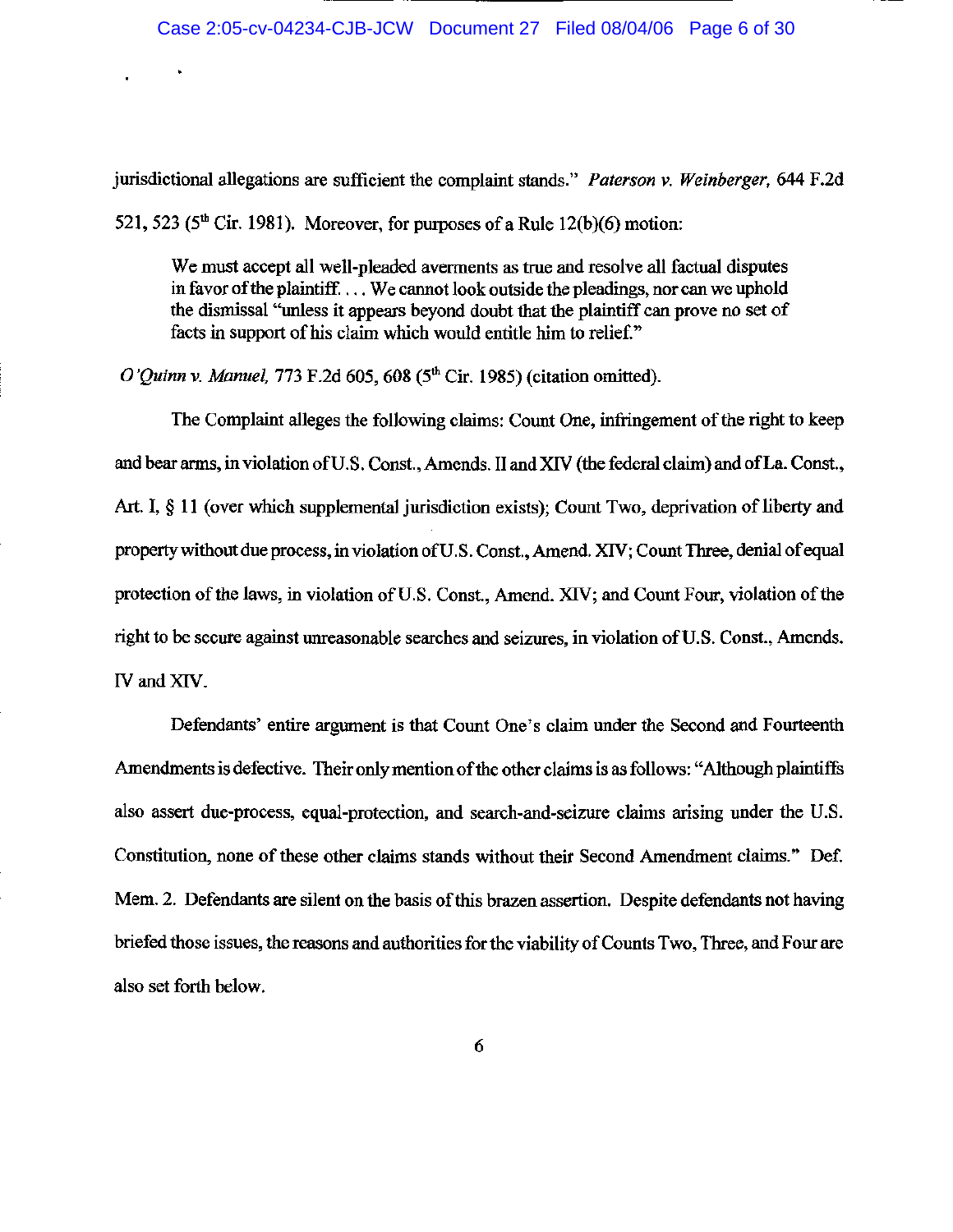jurisdictional allegations are sufficient the complaint stands." *Paterson v. Weinberger*, 644 F.2d 521, 523 (5th Cir. 1981). Moreover, for purposes of a Rule 12(b)(6) motion:

> We must accept all well-pleaded averments as true and resolve all factual disputes in favor of the plaintiff. . . . We cannot look outside the pleadings, nor can we uphold the dismissal "unless it appears beyond doubt that the plaintiff can prove no set of facts in support of his claim which would entitle him to relief."

*O'Quinn v. Manuel*, 773 F.2d 605, 608 (5th Cir. 1985) (citation omitted).

The Complaint alleges the following claims: Count One, infringement of the right to keep and bear arms, in violation of U.S. Const., Amends. II and XIV (the federal claim) and of La. Const., Art. I, § 11 (over which supplemental jurisdiction exists); Count Two, deprivation of liberty and property without due process, in violation of U.S. Const., Amend. XIV; Count Three, denial of equal protection of the laws, in violation of U.S. Const., Amend. XIV; and Count Four, violation of the right to be secure against unreasonable searches and seizures, in violation of U.S. Const., Amends. IV and XIV.

Defendants' entire argument is that Count One's claim under the Second and Fourteenth Amendments is defective. Their only mention of the other claims is as follows: "Although plaintiffs also assert due-process, equal-protection, and search-and-seizure claims arising under the U.S. Constitution, none of these other claims stands without their Second Amendment claims." Def. Mem. 2. Defendants are silent on the basis of this brazen assertion. Despite defendants not having briefed those issues, the reasons and authorities for the viability of Counts Two, Three, and Four are also set forth below.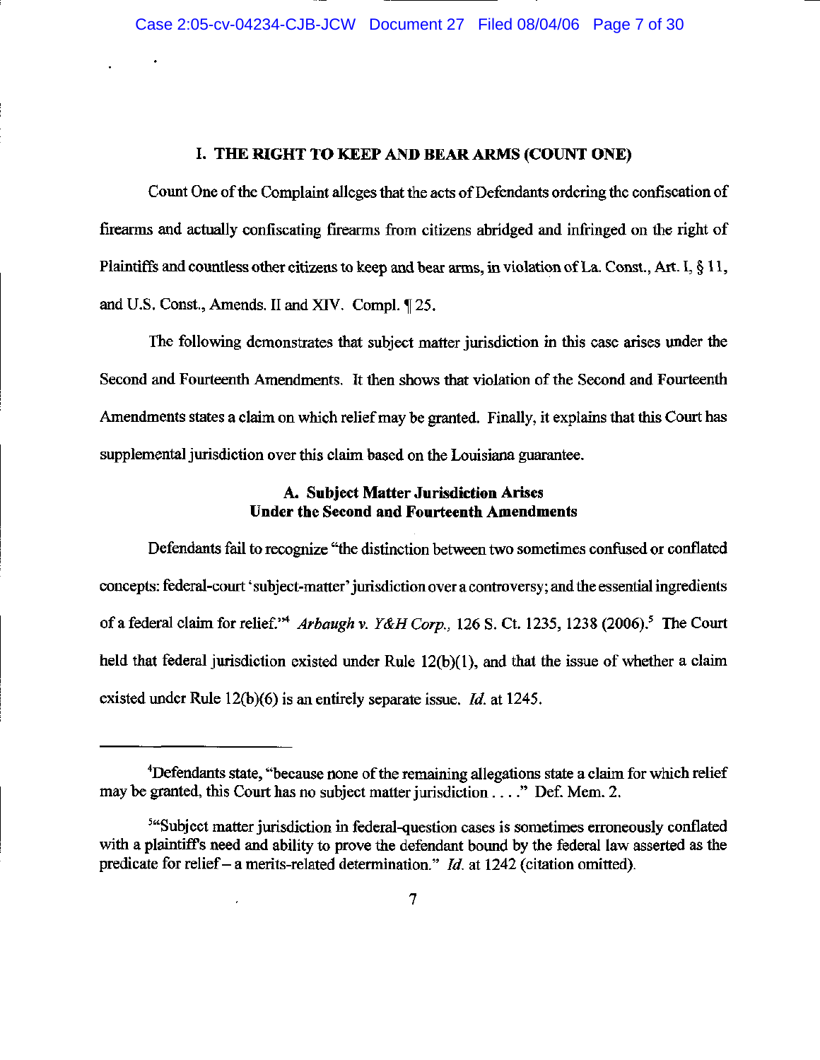## I. THE RIGHT TO KEEP AND BEAR ARMS (COUNT ONE)

Count One of the Complaint alleges that the acts of Defendants ordering the confiscation of firearms and actually confiscating firearms from citizens abridged and infringed on the right of Plaintiffs and countless other citizens to keep and bear arms, in violation of La. Const., Art. I, § 11, and U.S. Const., Amends. II and XIV. Compl. ¶ 25.

The following demonstrates that subject matter jurisdiction in this case arises under the Second and Fourteenth Amendments. It then shows that violation of the Second and Fourteenth Amendments states a claim on which relief may be granted. Finally, it explains that this Court has supplemental jurisdiction over this claim based on the Louisiana guarantee.

### A. Subject Matter Jurisdiction Arises Under the Second and Fourteenth Amendments

Defendants fail to recognize "the distinction between two sometimes confused or conflated concepts: federal-court 'subject-matter' jurisdiction over a controversy; and the essential ingredients of a federal claim for relief."[4] *Arbaugh v. Y&H Corp.*, 126 S. Ct. 1235, 1238 (2006).[5] The Court held that federal jurisdiction existed under Rule 12(b)(1), and that the issue of whether a claim existed under Rule 12(b)(6) is an entirely separate issue. *Id.* at 1245.

---

[4]Defendants state, "because none of the remaining allegations state a claim for which relief may be granted, this Court has no subject matter jurisdiction . . . ." Def. Mem. 2.

[5]"Subject matter jurisdiction in federal-question cases is sometimes erroneously conflated with a plaintiff's need and ability to prove the defendant bound by the federal law asserted as the predicate for relief – a merits-related determination." *Id.* at 1242 (citation omitted).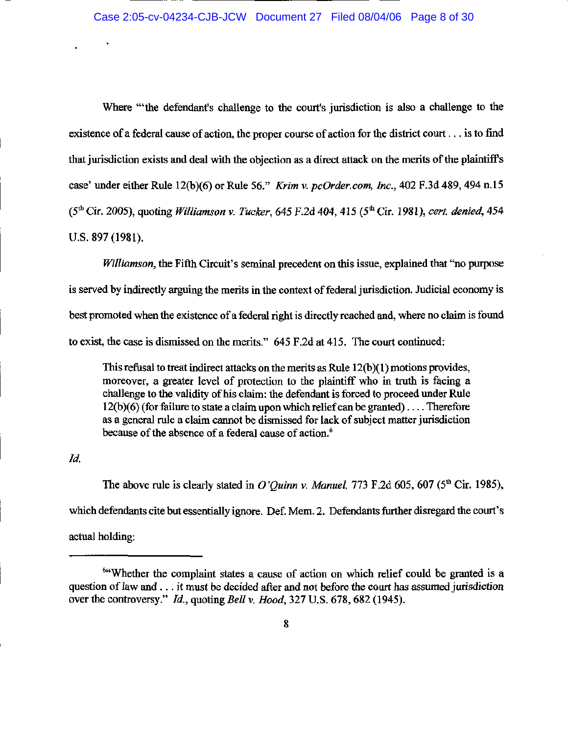Where "'the defendant's challenge to the court's jurisdiction is also a challenge to the existence of a federal cause of action, the proper course of action for the district court . . . is to find that jurisdiction exists and deal with the objection as a direct attack on the merits of the plaintiff's case' under either Rule 12(b)(6) or Rule 56." *Krim v. pcOrder.com, Inc.*, 402 F.3d 489, 494 n.15 (5th Cir. 2005), quoting *Williamson v. Tucker*, 645 F.2d 404, 415 (5th Cir. 1981), *cert. denied*, 454 U.S. 897 (1981).

*Williamson*, the Fifth Circuit's seminal precedent on this issue, explained that "no purpose is served by indirectly arguing the merits in the context of federal jurisdiction. Judicial economy is best promoted when the existence of a federal right is directly reached and, where no claim is found to exist, the case is dismissed on the merits." 645 F.2d at 415. The court continued:

> This refusal to treat indirect attacks on the merits as Rule 12(b)(1) motions provides, moreover, a greater level of protection to the plaintiff who in truth is facing a challenge to the validity of his claim: the defendant is forced to proceed under Rule 12(b)(6) (for failure to state a claim upon which relief can be granted) . . . . Therefore as a general rule a claim cannot be dismissed for lack of subject matter jurisdiction because of the absence of a federal cause of action.[6]

*Id.*

The above rule is clearly stated in *O'Quinn v. Manuel*, 773 F.2d 605, 607 (5th Cir. 1985), which defendants cite but essentially ignore. Def. Mem. 2. Defendants further disregard the court's actual holding:

---

[6] "Whether the complaint states a cause of action on which relief could be granted is a question of law and . . . it must be decided after and not before the court has assumed jurisdiction over the controversy." *Id.*, quoting *Bell v. Hood*, 327 U.S. 678, 682 (1945).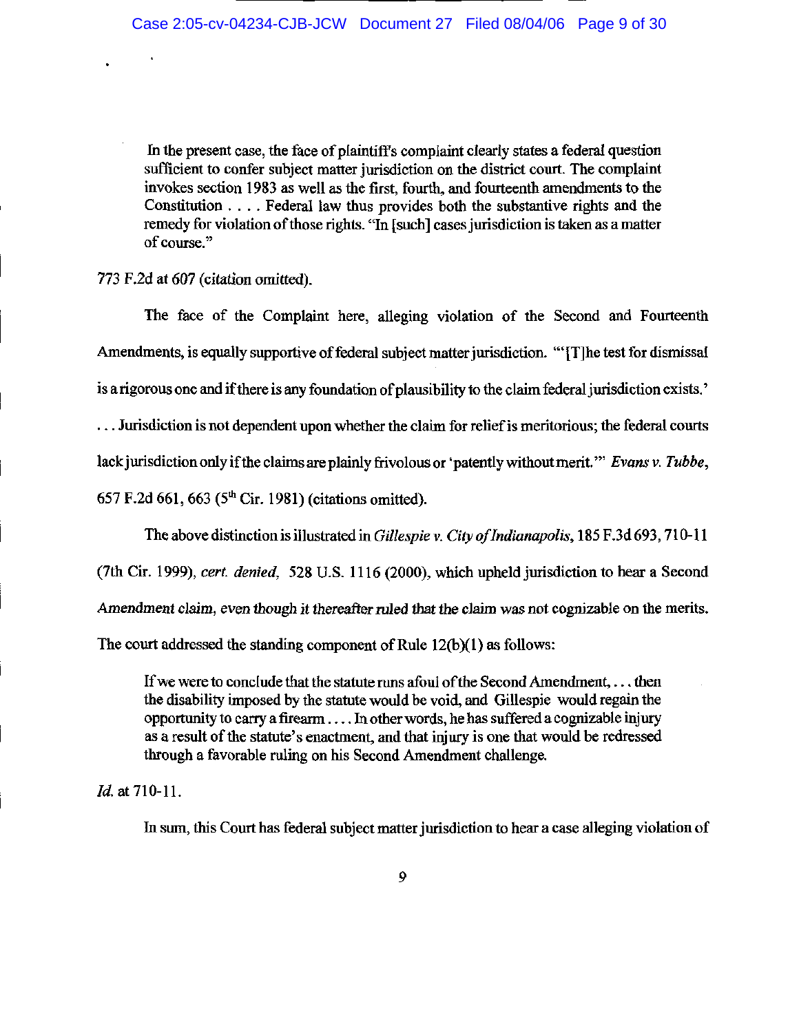> In the present case, the face of plaintiff's complaint clearly states a federal question sufficient to confer subject matter jurisdiction on the district court. The complaint invokes section 1983 as well as the first, fourth, and fourteenth amendments to the Constitution . . . . Federal law thus provides both the substantive rights and the remedy for violation of those rights. "In [such] cases jurisdiction is taken as a matter of course."

773 F.2d at 607 (citation omitted).

The face of the Complaint here, alleging violation of the Second and Fourteenth Amendments, is equally supportive of federal subject matter jurisdiction. "'[T]he test for dismissal is a rigorous one and if there is any foundation of plausibility to the claim federal jurisdiction exists.' . . . Jurisdiction is not dependent upon whether the claim for relief is meritorious; the federal courts lack jurisdiction only if the claims are plainly frivolous or 'patently without merit.'" *Evans v. Tubbe*, 657 F.2d 661, 663 (5th Cir. 1981) (citations omitted).

The above distinction is illustrated in *Gillespie v. City of Indianapolis*, 185 F.3d 693, 710-11 (7th Cir. 1999), *cert. denied*, 528 U.S. 1116 (2000), which upheld jurisdiction to hear a Second Amendment claim, even though it thereafter ruled that the claim was not cognizable on the merits. The court addressed the standing component of Rule 12(b)(1) as follows:

> If we were to conclude that the statute runs afoul of the Second Amendment, . . . then the disability imposed by the statute would be void, and Gillespie would regain the opportunity to carry a firearm . . . . In other words, he has suffered a cognizable injury as a result of the statute's enactment, and that injury is one that would be redressed through a favorable ruling on his Second Amendment challenge.

*Id.* at 710-11.

In sum, this Court has federal subject matter jurisdiction to hear a case alleging violation of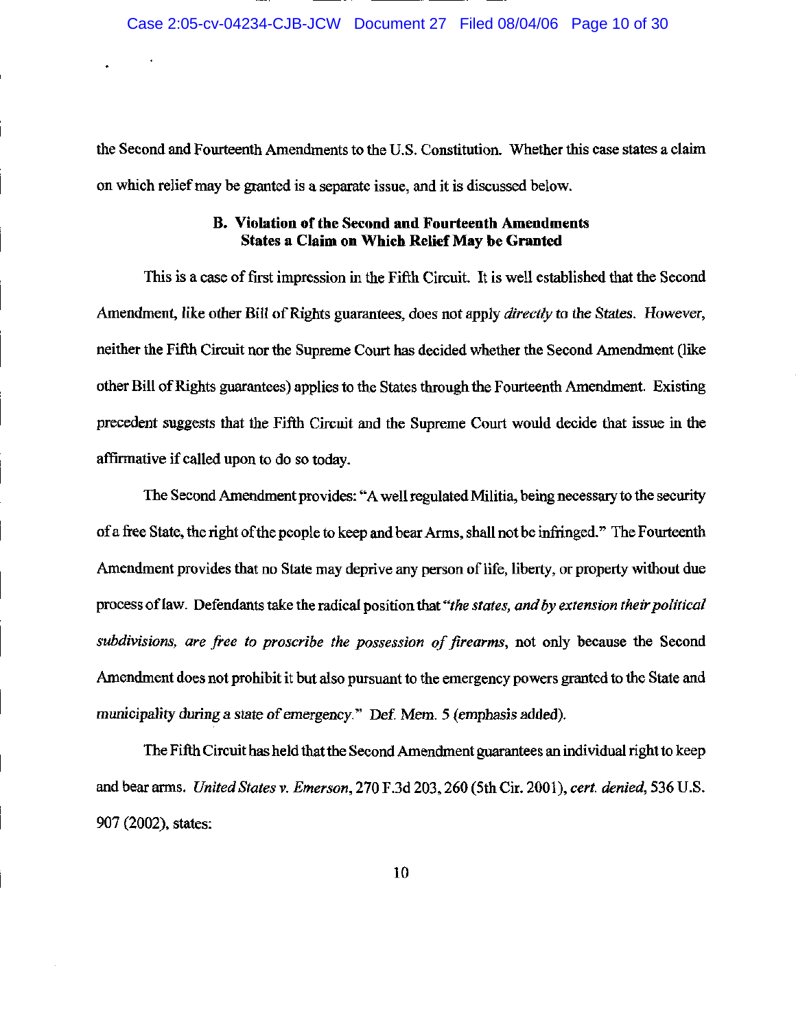the Second and Fourteenth Amendments to the U.S. Constitution. Whether this case states a claim on which relief may be granted is a separate issue, and it is discussed below.

### B. Violation of the Second and Fourteenth Amendments States a Claim on Which Relief May be Granted

This is a case of first impression in the Fifth Circuit. It is well established that the Second Amendment, like other Bill of Rights guarantees, does not apply *directly* to the States. However, neither the Fifth Circuit nor the Supreme Court has decided whether the Second Amendment (like other Bill of Rights guarantees) applies to the States through the Fourteenth Amendment. Existing precedent suggests that the Fifth Circuit and the Supreme Court would decide that issue in the affirmative if called upon to do so today.

The Second Amendment provides: "A well regulated Militia, being necessary to the security of a free State, the right of the people to keep and bear Arms, shall not be infringed." The Fourteenth Amendment provides that no State may deprive any person of life, liberty, or property without due process of law. Defendants take the radical position that "*the states, and by extension their political subdivisions, are free to proscribe the possession of firearms*, not only because the Second Amendment does not prohibit it but also pursuant to the emergency powers granted to the State and municipality during a state of emergency." Def. Mem. 5 (emphasis added).

The Fifth Circuit has held that the Second Amendment guarantees an individual right to keep and bear arms. *United States v. Emerson*, 270 F.3d 203, 260 (5th Cir. 2001), *cert. denied*, 536 U.S. 907 (2002), states: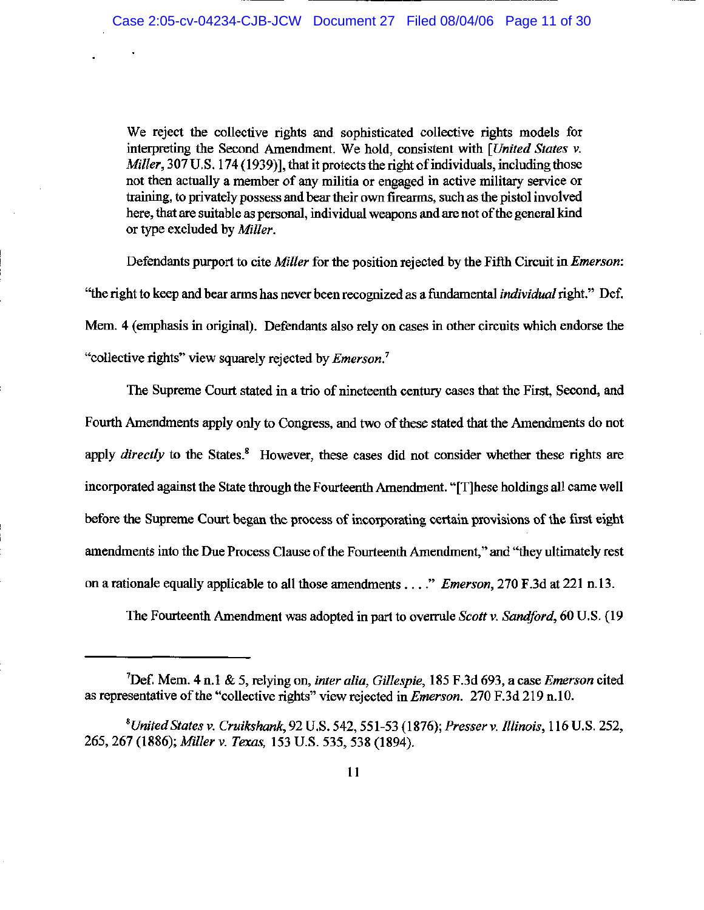> We reject the collective rights and sophisticated collective rights models for interpreting the Second Amendment. We hold, consistent with [*United States v. Miller*, 307 U.S. 174 (1939)], that it protects the right of individuals, including those not then actually a member of any militia or engaged in active military service or training, to privately possess and bear their own firearms, such as the pistol involved here, that are suitable as personal, individual weapons and are not of the general kind or type excluded by *Miller*.

Defendants purport to cite *Miller* for the position rejected by the Fifth Circuit in *Emerson*: "the right to keep and bear arms has never been recognized as a fundamental *individual* right." Def. Mem. 4 (emphasis in original). Defendants also rely on cases in other circuits which endorse the "collective rights" view squarely rejected by *Emerson*.[7]

The Supreme Court stated in a trio of nineteenth century cases that the First, Second, and Fourth Amendments apply only to Congress, and two of these stated that the Amendments do not apply *directly* to the States.[8] However, these cases did not consider whether these rights are incorporated against the State through the Fourteenth Amendment. "[T]hese holdings all came well before the Supreme Court began the process of incorporating certain provisions of the first eight amendments into the Due Process Clause of the Fourteenth Amendment," and "they ultimately rest on a rationale equally applicable to all those amendments . . . ." *Emerson*, 270 F.3d at 221 n.13.

The Fourteenth Amendment was adopted in part to overrule *Scott v. Sandford*, 60 U.S. (19

---

[7]Def. Mem. 4 n.1 & 5, relying on, *inter alia*, *Gillespie*, 185 F.3d 693, a case *Emerson* cited as representative of the "collective rights" view rejected in *Emerson*. 270 F.3d 219 n.10.

[8]*United States v. Cruikshank*, 92 U.S. 542, 551-53 (1876); *Presser v. Illinois*, 116 U.S. 252, 265, 267 (1886); *Miller v. Texas*, 153 U.S. 535, 538 (1894).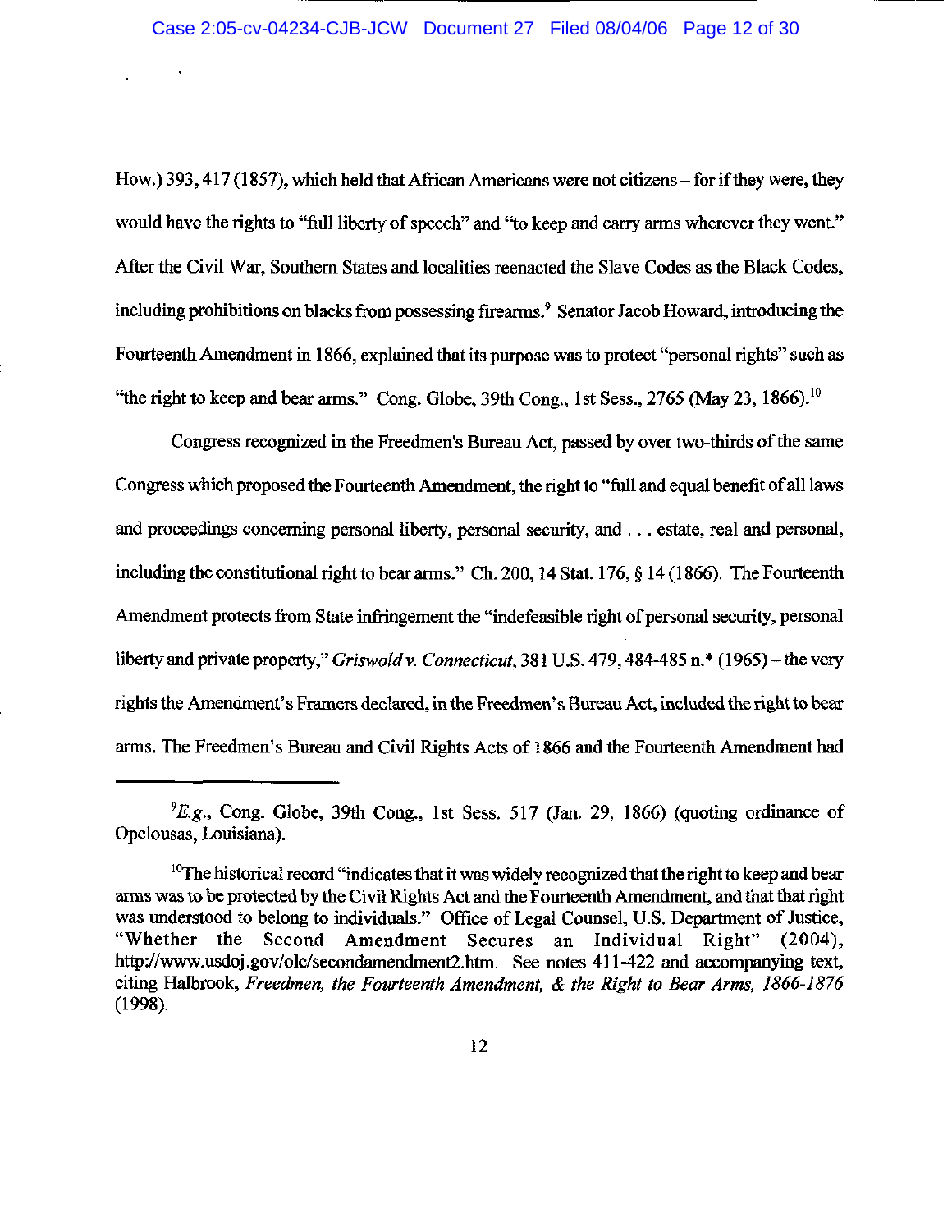How.) 393, 417 (1857), which held that African Americans were not citizens – for if they were, they would have the rights to "full liberty of speech" and "to keep and carry arms wherever they went." After the Civil War, Southern States and localities reenacted the Slave Codes as the Black Codes, including prohibitions on blacks from possessing firearms.[9] Senator Jacob Howard, introducing the Fourteenth Amendment in 1866, explained that its purpose was to protect "personal rights" such as "the right to keep and bear arms." Cong. Globe, 39th Cong., 1st Sess., 2765 (May 23, 1866).[10]

Congress recognized in the Freedmen's Bureau Act, passed by over two-thirds of the same Congress which proposed the Fourteenth Amendment, the right to "full and equal benefit of all laws and proceedings concerning personal liberty, personal security, and . . . estate, real and personal, including the constitutional right to bear arms." Ch. 200, 14 Stat. 176, § 14 (1866). The Fourteenth Amendment protects from State infringement the "indefeasible right of personal security, personal liberty and private property," *Griswold v. Connecticut*, 381 U.S. 479, 484-485 n.* (1965) – the very rights the Amendment's Framers declared, in the Freedmen's Bureau Act, included the right to bear arms. The Freedmen's Bureau and Civil Rights Acts of 1866 and the Fourteenth Amendment had

---

[9] *E.g.*, Cong. Globe, 39th Cong., 1st Sess. 517 (Jan. 29, 1866) (quoting ordinance of Opelousas, Louisiana).

[10] The historical record "indicates that it was widely recognized that the right to keep and bear arms was to be protected by the Civil Rights Act and the Fourteenth Amendment, and that that right was understood to belong to individuals." Office of Legal Counsel, U.S. Department of Justice, "Whether the Second Amendment Secures an Individual Right" (2004), http://www.usdoj.gov/olc/secondamendment2.htm. See notes 411-422 and accompanying text, citing Halbrook, *Freedmen, the Fourteenth Amendment, & the Right to Bear Arms, 1866-1876* (1998).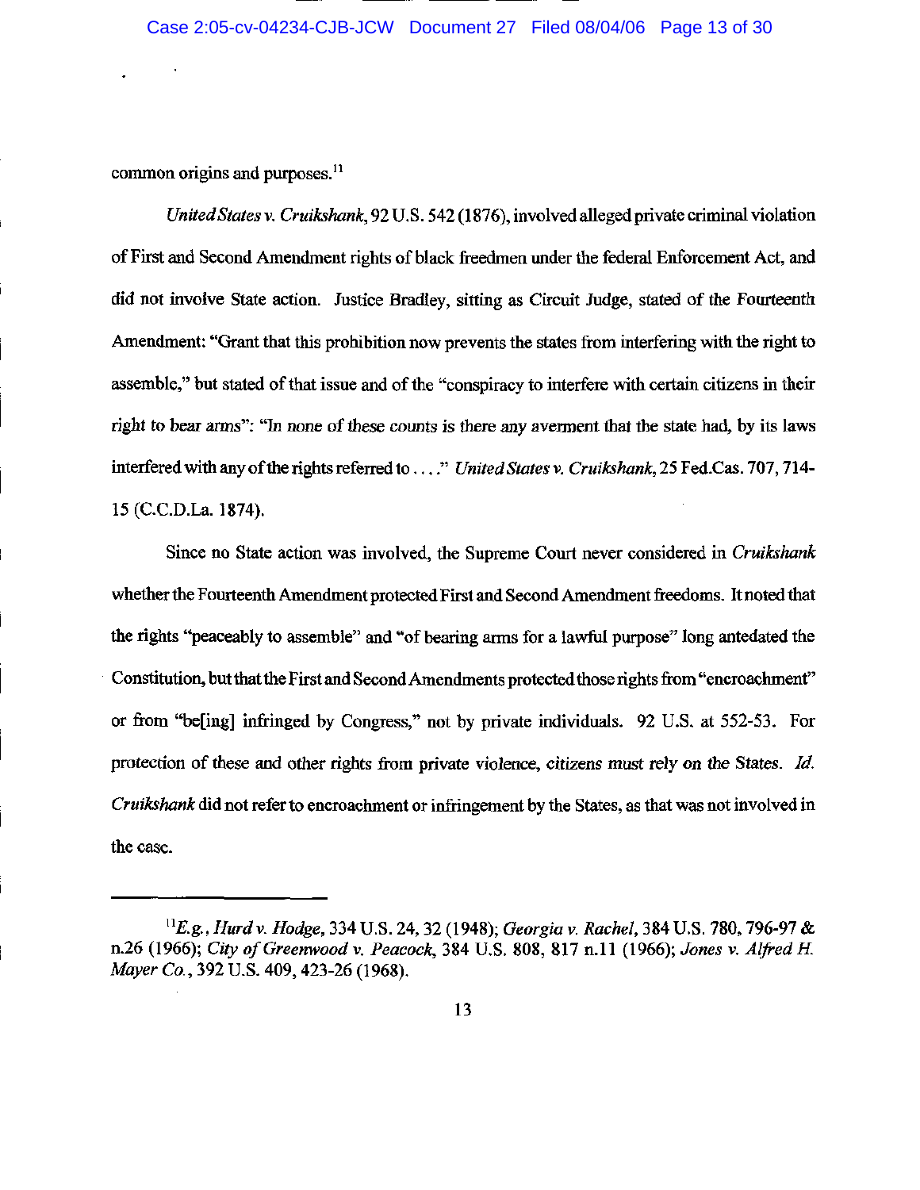common origins and purposes.[11]

*United States v. Cruikshank*, 92 U.S. 542 (1876), involved alleged private criminal violation of First and Second Amendment rights of black freedmen under the federal Enforcement Act, and did not involve State action. Justice Bradley, sitting as Circuit Judge, stated of the Fourteenth Amendment: "Grant that this prohibition now prevents the states from interfering with the right to assemble," but stated of that issue and of the "conspiracy to interfere with certain citizens in their right to bear arms": "In none of these counts is there any averment that the state had, by its laws interfered with any of the rights referred to . . . ." *United States v. Cruikshank*, 25 Fed.Cas. 707, 714-15 (C.C.D.La. 1874).

Since no State action was involved, the Supreme Court never considered in *Cruikshank* whether the Fourteenth Amendment protected First and Second Amendment freedoms. It noted that the rights "peaceably to assemble" and "of bearing arms for a lawful purpose" long antedated the Constitution, but that the First and Second Amendments protected those rights from "encroachment" or from "be[ing] infringed by Congress," not by private individuals. 92 U.S. at 552-53. For protection of these and other rights from private violence, citizens must rely on the States. *Id.* *Cruikshank* did not refer to encroachment or infringement by the States, as that was not involved in the case.

---

[11] *E.g.*, *Hurd v. Hodge*, 334 U.S. 24, 32 (1948); *Georgia v. Rachel*, 384 U.S. 780, 796-97 & n.26 (1966); *City of Greenwood v. Peacock*, 384 U.S. 808, 817 n.11 (1966); *Jones v. Alfred H. Mayer Co.*, 392 U.S. 409, 423-26 (1968).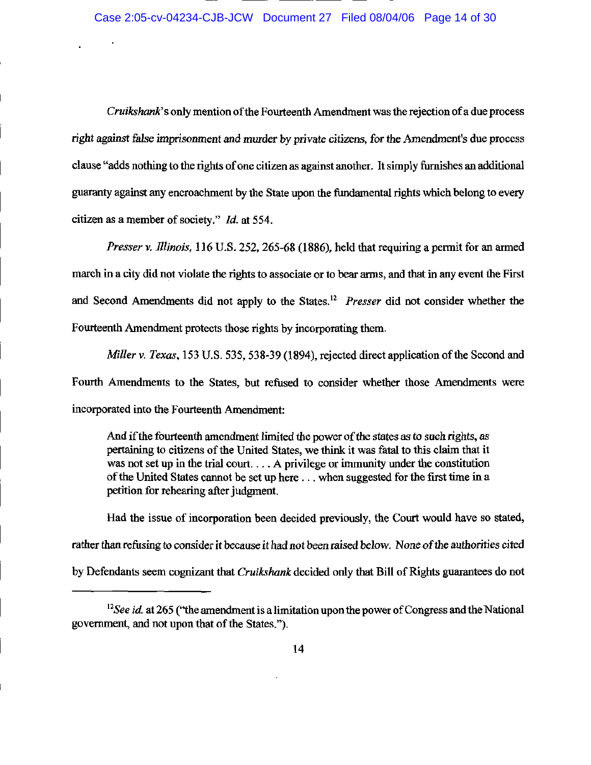*Cruikshank*'s only mention of the Fourteenth Amendment was the rejection of a due process right against false imprisonment and murder by private citizens, for the Amendment's due process clause "adds nothing to the rights of one citizen as against another. It simply furnishes an additional guaranty against any encroachment by the State upon the fundamental rights which belong to every citizen as a member of society." *Id.* at 554.

*Presser v. Illinois,* 116 U.S. 252, 265-68 (1886), held that requiring a permit for an armed march in a city did not violate the rights to associate or to bear arms, and that in any event the First and Second Amendments did not apply to the States.[12] *Presser* did not consider whether the Fourteenth Amendment protects those rights by incorporating them.

*Miller v. Texas*, 153 U.S. 535, 538-39 (1894), rejected direct application of the Second and Fourth Amendments to the States, but refused to consider whether those Amendments were incorporated into the Fourteenth Amendment:

> And if the fourteenth amendment limited the power of the states as to such rights, as pertaining to citizens of the United States, we think it was fatal to this claim that it was not set up in the trial court. . . . A privilege or immunity under the constitution of the United States cannot be set up here . . . when suggested for the first time in a petition for rehearing after judgment.

Had the issue of incorporation been decided previously, the Court would have so stated, rather than refusing to consider it because it had not been raised below. None of the authorities cited by Defendants seem cognizant that *Cruikshank* decided only that Bill of Rights guarantees do not

---

[12] *See id.* at 265 ("the amendment is a limitation upon the power of Congress and the National government, and not upon that of the States.").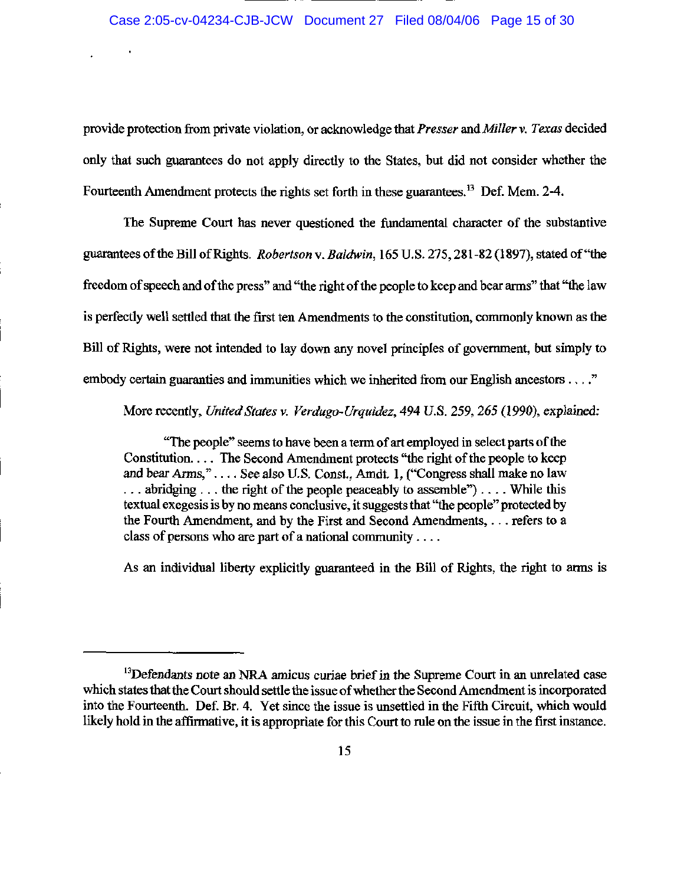provide protection from private violation, or acknowledge that *Presser* and *Miller v. Texas* decided only that such guarantees do not apply directly to the States, but did not consider whether the Fourteenth Amendment protects the rights set forth in these guarantees.[13] Def. Mem. 2-4.

The Supreme Court has never questioned the fundamental character of the substantive guarantees of the Bill of Rights. *Robertson* v. *Baldwin*, 165 U.S. 275, 281-82 (1897), stated of "the freedom of speech and of the press" and "the right of the people to keep and bear arms" that "the law is perfectly well settled that the first ten Amendments to the constitution, commonly known as the Bill of Rights, were not intended to lay down any novel principles of government, but simply to embody certain guaranties and immunities which we inherited from our English ancestors . . . ."

More recently, *United States v. Verdugo-Urquidez*, 494 U.S. 259, 265 (1990), explained:

> "The people" seems to have been a term of art employed in select parts of the Constitution. . . . The Second Amendment protects "the right of the people to keep and bear Arms," . . . . See also U.S. Const., Amdt. 1, ("Congress shall make no law . . . abridging . . . the right of the people peaceably to assemble") . . . . While this textual exegesis is by no means conclusive, it suggests that "the people" protected by the Fourth Amendment, and by the First and Second Amendments, . . . refers to a class of persons who are part of a national community . . . .

As an individual liberty explicitly guaranteed in the Bill of Rights, the right to arms is

---

[13] Defendants note an NRA amicus curiae brief in the Supreme Court in an unrelated case which states that the Court should settle the issue of whether the Second Amendment is incorporated into the Fourteenth. Def. Br. 4. Yet since the issue is unsettled in the Fifth Circuit, which would likely hold in the affirmative, it is appropriate for this Court to rule on the issue in the first instance.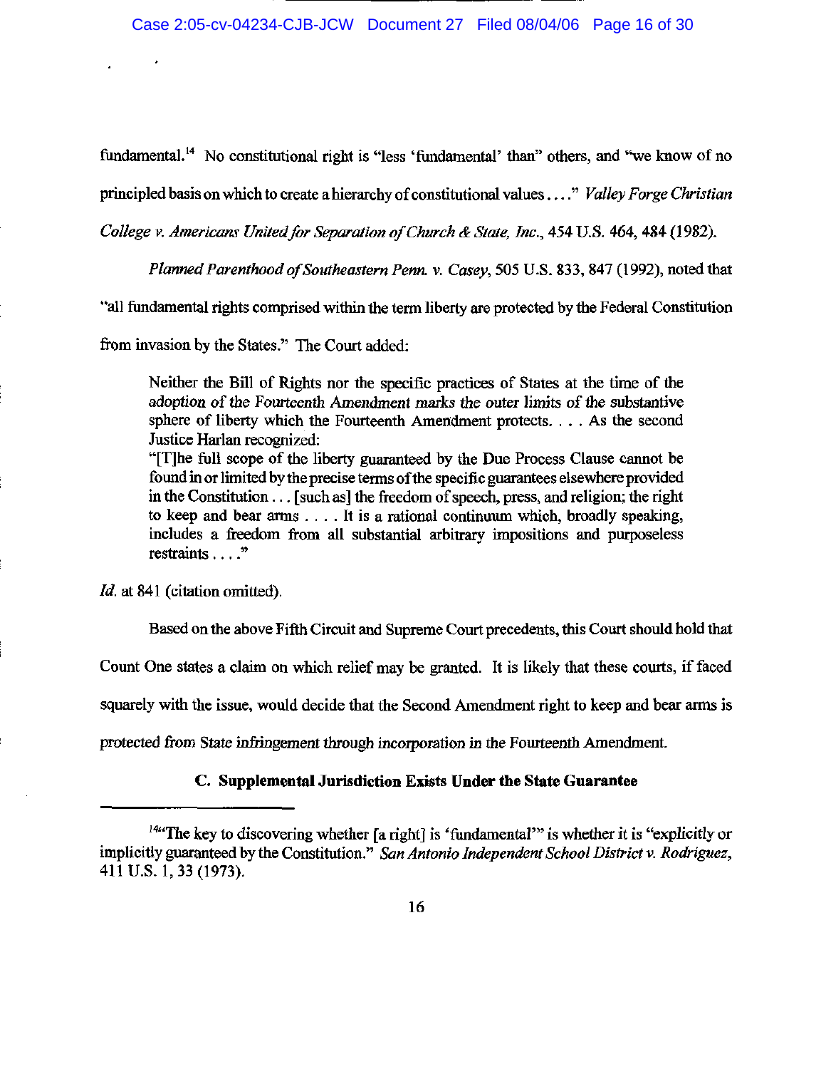fundamental.[14] No constitutional right is "less 'fundamental' than" others, and "we know of no principled basis on which to create a hierarchy of constitutional values . . . ." *Valley Forge Christian College v. Americans United for Separation of Church & State, Inc.*, 454 U.S. 464, 484 (1982).

*Planned Parenthood of Southeastern Penn. v. Casey*, 505 U.S. 833, 847 (1992), noted that "all fundamental rights comprised within the term liberty are protected by the Federal Constitution from invasion by the States." The Court added:

> Neither the Bill of Rights nor the specific practices of States at the time of the adoption of the Fourteenth Amendment marks the outer limits of the substantive sphere of liberty which the Fourteenth Amendment protects. . . . As the second Justice Harlan recognized:
>
> "[T]he full scope of the liberty guaranteed by the Due Process Clause cannot be found in or limited by the precise terms of the specific guarantees elsewhere provided in the Constitution . . . [such as] the freedom of speech, press, and religion; the right to keep and bear arms . . . . It is a rational continuum which, broadly speaking, includes a freedom from all substantial arbitrary impositions and purposeless restraints . . . ."

*Id.* at 841 (citation omitted).

Based on the above Fifth Circuit and Supreme Court precedents, this Court should hold that Count One states a claim on which relief may be granted. It is likely that these courts, if faced squarely with the issue, would decide that the Second Amendment right to keep and bear arms is protected from State infringement through incorporation in the Fourteenth Amendment.

### C. Supplemental Jurisdiction Exists Under the State Guarantee

---

[14] "The key to discovering whether [a right] is 'fundamental'" is whether it is "explicitly or implicitly guaranteed by the Constitution." *San Antonio Independent School District v. Rodriguez*, 411 U.S. 1, 33 (1973).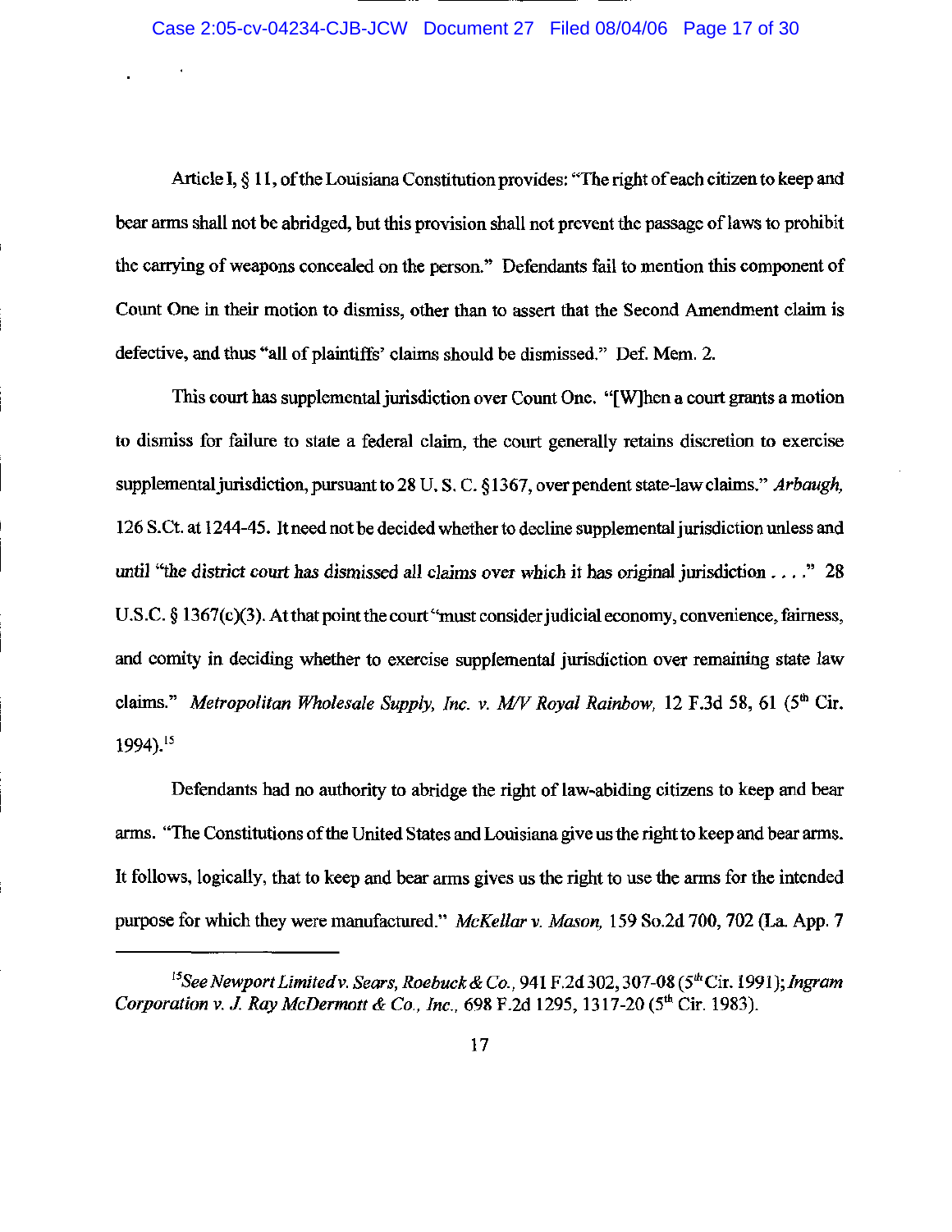Article I, § 11, of the Louisiana Constitution provides: "The right of each citizen to keep and bear arms shall not be abridged, but this provision shall not prevent the passage of laws to prohibit the carrying of weapons concealed on the person." Defendants fail to mention this component of Count One in their motion to dismiss, other than to assert that the Second Amendment claim is defective, and thus "all of plaintiffs' claims should be dismissed." Def. Mem. 2.

This court has supplemental jurisdiction over Count One. "[W]hen a court grants a motion to dismiss for failure to state a federal claim, the court generally retains discretion to exercise supplemental jurisdiction, pursuant to 28 U. S. C. §1367, over pendent state-law claims." *Arbaugh,* 126 S.Ct. at 1244-45. It need not be decided whether to decline supplemental jurisdiction unless and until "the district court has dismissed all claims over which it has original jurisdiction . . . ." 28 U.S.C. § 1367(c)(3). At that point the court "must consider judicial economy, convenience, fairness, and comity in deciding whether to exercise supplemental jurisdiction over remaining state law claims." *Metropolitan Wholesale Supply, Inc. v. M/V Royal Rainbow,* 12 F.3d 58, 61 (5th Cir. 1994).[15]

Defendants had no authority to abridge the right of law-abiding citizens to keep and bear arms. "The Constitutions of the United States and Louisiana give us the right to keep and bear arms. It follows, logically, that to keep and bear arms gives us the right to use the arms for the intended purpose for which they were manufactured." *McKellar v. Mason,* 159 So.2d 700, 702 (La. App. 7

---

[15] *See Newport Limited v. Sears, Roebuck & Co.*, 941 F.2d 302, 307-08 (5th Cir. 1991); *Ingram Corporation v. J. Ray McDermott & Co., Inc.*, 698 F.2d 1295, 1317-20 (5th Cir. 1983).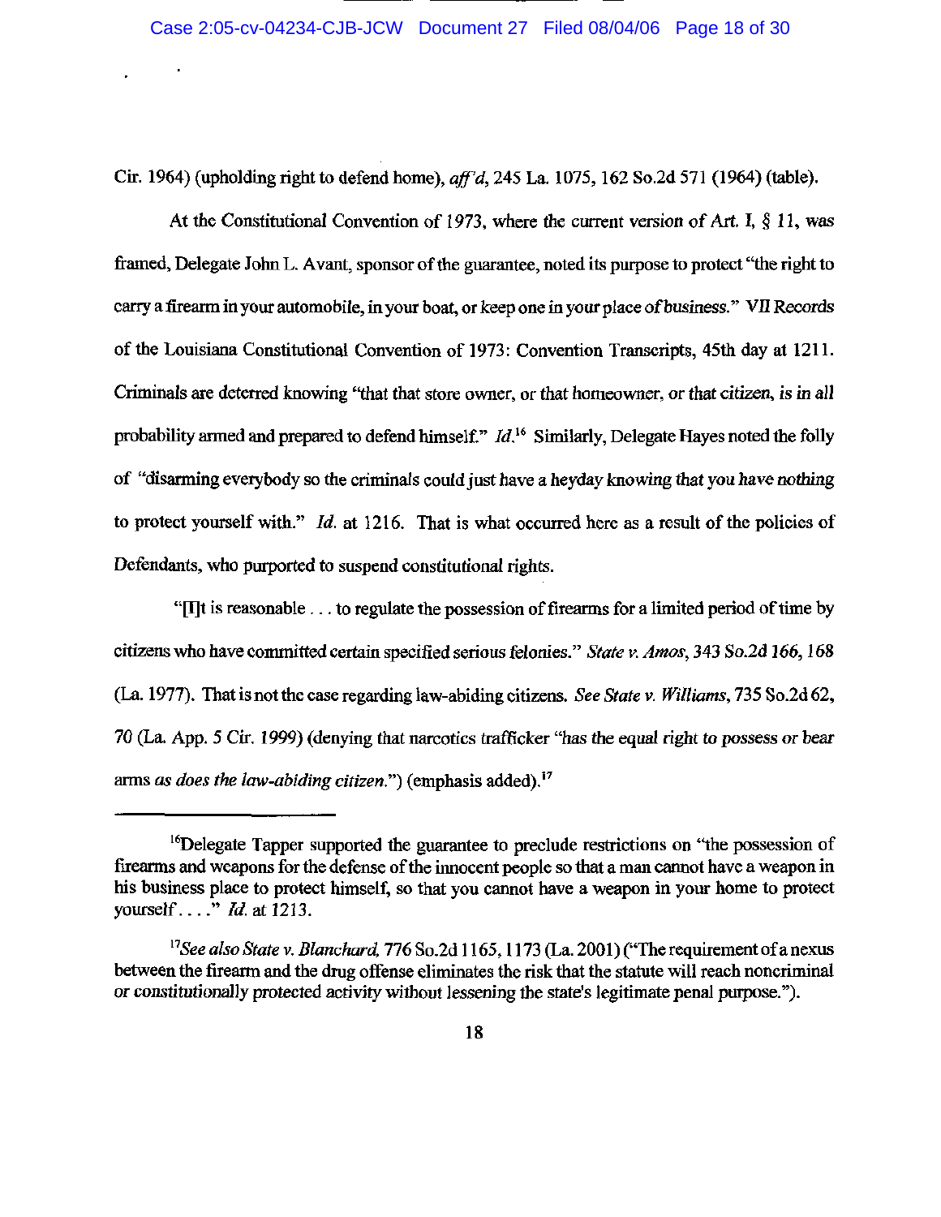Cir. 1964) (upholding right to defend home), *aff'd*, 245 La. 1075, 162 So.2d 571 (1964) (table).

At the Constitutional Convention of 1973, where the current version of Art. I, § 11, was framed, Delegate John L. Avant, sponsor of the guarantee, noted its purpose to protect "the right to carry a firearm in your automobile, in your boat, or keep one in your place of business." VII Records of the Louisiana Constitutional Convention of 1973: Convention Transcripts, 45th day at 1211. Criminals are deterred knowing "that that store owner, or that homeowner, or that citizen, is in all probability armed and prepared to defend himself." *Id.*[16] Similarly, Delegate Hayes noted the folly of "disarming everybody so the criminals could just have a heyday knowing that you have nothing to protect yourself with." *Id.* at 1216. That is what occurred here as a result of the policies of Defendants, who purported to suspend constitutional rights.

"[I]t is reasonable . . . to regulate the possession of firearms for a limited period of time by citizens who have committed certain specified serious felonies." *State v. Amos*, 343 So.2d 166, 168 (La. 1977). That is not the case regarding law-abiding citizens. *See State v. Williams*, 735 So.2d 62, 70 (La. App. 5 Cir. 1999) (denying that narcotics trafficker "has the equal right to possess or bear arms *as does the law-abiding citizen.*") (emphasis added).[17]

---

[16] Delegate Tapper supported the guarantee to preclude restrictions on "the possession of firearms and weapons for the defense of the innocent people so that a man cannot have a weapon in his business place to protect himself, so that you cannot have a weapon in your home to protect yourself . . . ." *Id.* at 1213.

[17] *See also State v. Blanchard*, 776 So.2d 1165, 1173 (La. 2001) ("The requirement of a nexus between the firearm and the drug offense eliminates the risk that the statute will reach noncriminal or constitutionally protected activity without lessening the state's legitimate penal purpose.").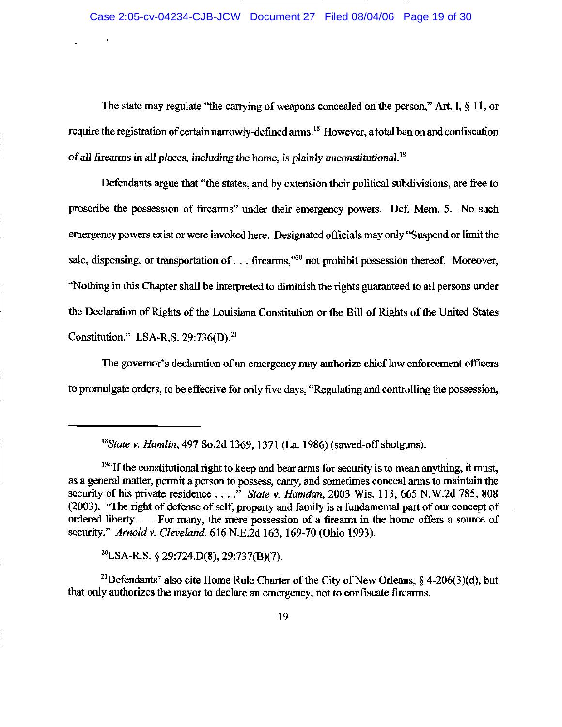The state may regulate "the carrying of weapons concealed on the person," Art. I, § 11, or require the registration of certain narrowly-defined arms.[18] However, a total ban on and confiscation of all firearms in all places, including the home, is plainly unconstitutional.[19]

Defendants argue that "the states, and by extension their political subdivisions, are free to proscribe the possession of firearms" under their emergency powers. Def. Mem. 5. No such emergency powers exist or were invoked here. Designated officials may only "Suspend or limit the sale, dispensing, or transportation of . . . firearms,"[20] not prohibit possession thereof. Moreover, "Nothing in this Chapter shall be interpreted to diminish the rights guaranteed to all persons under the Declaration of Rights of the Louisiana Constitution or the Bill of Rights of the United States Constitution." LSA-R.S. 29:736(D).[21]

The governor's declaration of an emergency may authorize chief law enforcement officers to promulgate orders, to be effective for only five days, "Regulating and controlling the possession,

---

[18]*State v. Hamlin*, 497 So.2d 1369, 1371 (La. 1986) (sawed-off shotguns).

[19]"If the constitutional right to keep and bear arms for security is to mean anything, it must, as a general matter, permit a person to possess, carry, and sometimes conceal arms to maintain the security of his private residence . . . ." *State v. Hamdan*, 2003 Wis. 113, 665 N.W.2d 785, 808 (2003). "The right of defense of self, property and family is a fundamental part of our concept of ordered liberty. . . . For many, the mere possession of a firearm in the home offers a source of security." *Arnold v. Cleveland*, 616 N.E.2d 163, 169-70 (Ohio 1993).

[20]LSA-R.S. § 29:724.D(8), 29:737(B)(7).

[21]Defendants' also cite Home Rule Charter of the City of New Orleans, § 4-206(3)(d), but that only authorizes the mayor to declare an emergency, not to confiscate firearms.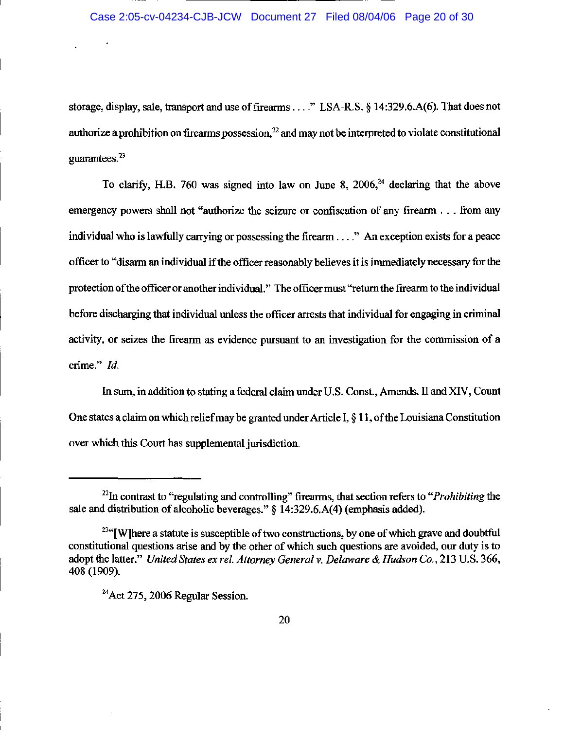storage, display, sale, transport and use of firearms . . . ." LSA-R.S. § 14:329.6.A(6). That does not authorize a prohibition on firearms possession,[22] and may not be interpreted to violate constitutional guarantees.[23]

To clarify, H.B. 760 was signed into law on June 8, 2006,[24] declaring that the above emergency powers shall not "authorize the seizure or confiscation of any firearm . . . from any individual who is lawfully carrying or possessing the firearm . . . ." An exception exists for a peace officer to "disarm an individual if the officer reasonably believes it is immediately necessary for the protection of the officer or another individual." The officer must "return the firearm to the individual before discharging that individual unless the officer arrests that individual for engaging in criminal activity, or seizes the firearm as evidence pursuant to an investigation for the commission of a crime." *Id.*

In sum, in addition to stating a federal claim under U.S. Const., Amends. II and XIV, Count One states a claim on which relief may be granted under Article I, § 11, of the Louisiana Constitution over which this Court has supplemental jurisdiction.

---

[22] In contrast to "regulating and controlling" firearms, that section refers to "*Prohibiting* the sale and distribution of alcoholic beverages." § 14:329.6.A(4) (emphasis added).

[23] "[W]here a statute is susceptible of two constructions, by one of which grave and doubtful constitutional questions arise and by the other of which such questions are avoided, our duty is to adopt the latter." *United States ex rel. Attorney General v. Delaware & Hudson Co.*, 213 U.S. 366, 408 (1909).

[24] Act 275, 2006 Regular Session.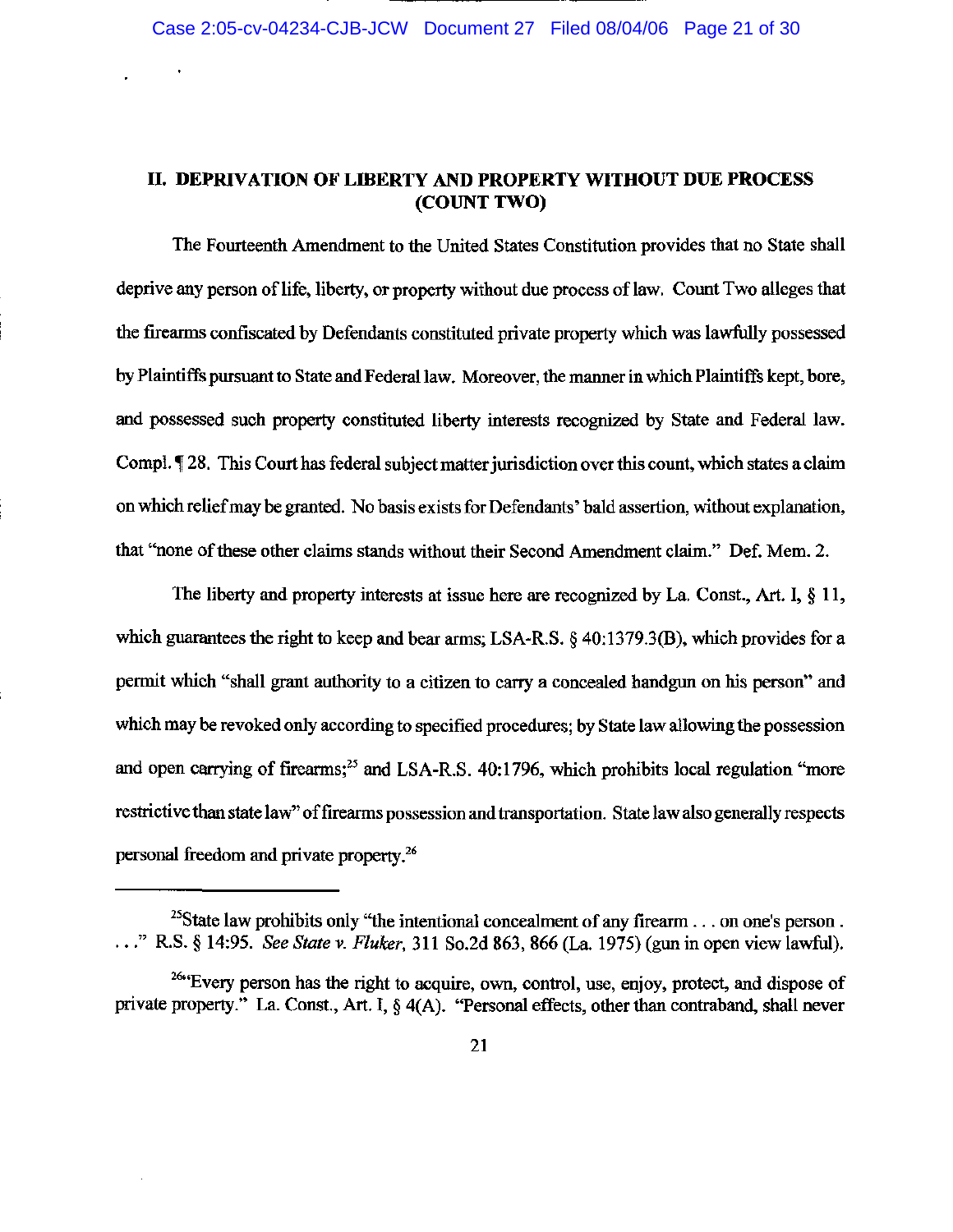## II. DEPRIVATION OF LIBERTY AND PROPERTY WITHOUT DUE PROCESS (COUNT TWO)

The Fourteenth Amendment to the United States Constitution provides that no State shall deprive any person of life, liberty, or property without due process of law. Count Two alleges that the firearms confiscated by Defendants constituted private property which was lawfully possessed by Plaintiffs pursuant to State and Federal law. Moreover, the manner in which Plaintiffs kept, bore, and possessed such property constituted liberty interests recognized by State and Federal law. Compl. ¶ 28. This Court has federal subject matter jurisdiction over this count, which states a claim on which relief may be granted. No basis exists for Defendants' bald assertion, without explanation, that "none of these other claims stands without their Second Amendment claim." Def. Mem. 2.

The liberty and property interests at issue here are recognized by La. Const., Art. I, § 11, which guarantees the right to keep and bear arms; LSA-R.S. § 40:1379.3(B), which provides for a permit which "shall grant authority to a citizen to carry a concealed handgun on his person" and which may be revoked only according to specified procedures; by State law allowing the possession and open carrying of firearms;[25] and LSA-R.S. 40:1796, which prohibits local regulation "more restrictive than state law" of firearms possession and transportation. State law also generally respects personal freedom and private property.[26]

---

[25]State law prohibits only "the intentional concealment of any firearm . . . on one's person . . . ." R.S. § 14:95. *See State v. Fluker*, 311 So.2d 863, 866 (La. 1975) (gun in open view lawful).

[26]"Every person has the right to acquire, own, control, use, enjoy, protect, and dispose of private property." La. Const., Art. I, § 4(A). "Personal effects, other than contraband, shall never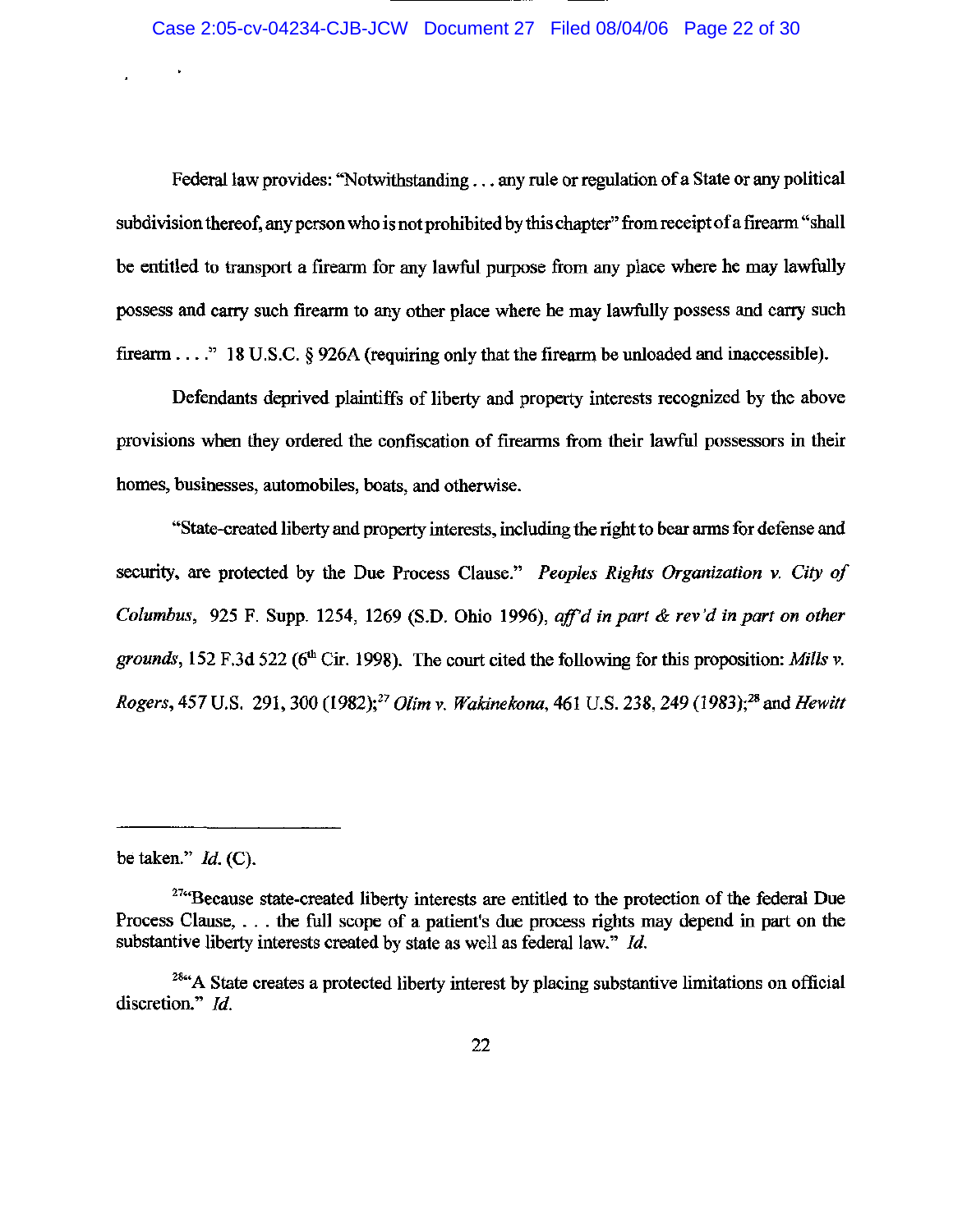Federal law provides: "Notwithstanding . . . any rule or regulation of a State or any political subdivision thereof, any person who is not prohibited by this chapter" from receipt of a firearm "shall be entitled to transport a firearm for any lawful purpose from any place where he may lawfully possess and carry such firearm to any other place where he may lawfully possess and carry such firearm . . . ." 18 U.S.C. § 926A (requiring only that the firearm be unloaded and inaccessible).

Defendants deprived plaintiffs of liberty and property interests recognized by the above provisions when they ordered the confiscation of firearms from their lawful possessors in their homes, businesses, automobiles, boats, and otherwise.

"State-created liberty and property interests, including the right to bear arms for defense and security, are protected by the Due Process Clause." *Peoples Rights Organization v. City of Columbus*, 925 F. Supp. 1254, 1269 (S.D. Ohio 1996), *aff'd in part & rev'd in part on other grounds*, 152 F.3d 522 (6th Cir. 1998). The court cited the following for this proposition: *Mills v. Rogers*, 457 U.S. 291, 300 (1982);[27] *Olim v. Wakinekona*, 461 U.S. 238, 249 (1983);[28] and *Hewitt*

---

be taken." *Id.* (C).

[27] "Because state-created liberty interests are entitled to the protection of the federal Due Process Clause, . . . the full scope of a patient's due process rights may depend in part on the substantive liberty interests created by state as well as federal law." *Id.*

[28] "A State creates a protected liberty interest by placing substantive limitations on official discretion." *Id.*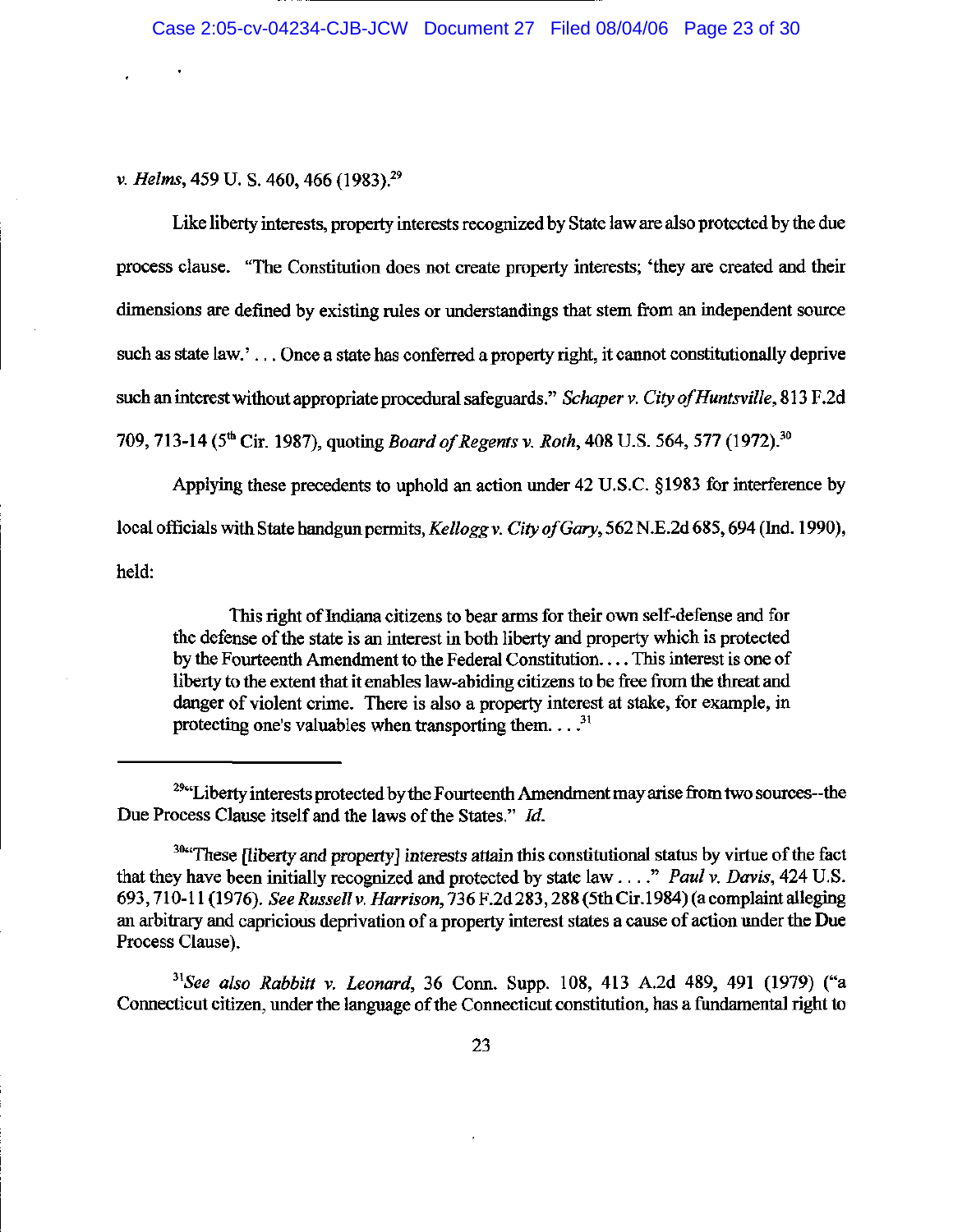*v. Helms*, 459 U. S. 460, 466 (1983).[29]

Like liberty interests, property interests recognized by State law are also protected by the due process clause. "The Constitution does not create property interests; 'they are created and their dimensions are defined by existing rules or understandings that stem from an independent source such as state law.' . . . Once a state has conferred a property right, it cannot constitutionally deprive such an interest without appropriate procedural safeguards." *Schaper v. City of Huntsville*, 813 F.2d 709, 713-14 (5th Cir. 1987), quoting *Board of Regents v. Roth*, 408 U.S. 564, 577 (1972).[30]

Applying these precedents to uphold an action under 42 U.S.C. §1983 for interference by local officials with State handgun permits, *Kellogg v. City of Gary*, 562 N.E.2d 685, 694 (Ind. 1990), held:

> This right of Indiana citizens to bear arms for their own self-defense and for the defense of the state is an interest in both liberty and property which is protected by the Fourteenth Amendment to the Federal Constitution. . . . This interest is one of liberty to the extent that it enables law-abiding citizens to be free from the threat and danger of violent crime. There is also a property interest at stake, for example, in protecting one's valuables when transporting them. . . .[31]

---

[29] "Liberty interests protected by the Fourteenth Amendment may arise from two sources--the Due Process Clause itself and the laws of the States." *Id.*

[30] "These *[liberty and property] interests* attain this constitutional status by virtue of the fact that they have been initially recognized and protected by state law . . . ." *Paul v. Davis*, 424 U.S. 693, 710-11 (1976). *See Russell v. Harrison*, 736 F.2d 283, 288 (5th Cir.1984) (a complaint alleging an arbitrary and capricious deprivation of a property interest states a cause of action under the Due Process Clause).

[31] *See also Rabbitt v. Leonard*, 36 Conn. Supp. 108, 413 A.2d 489, 491 (1979) ("a Connecticut citizen, under the language of the Connecticut constitution, has a fundamental right to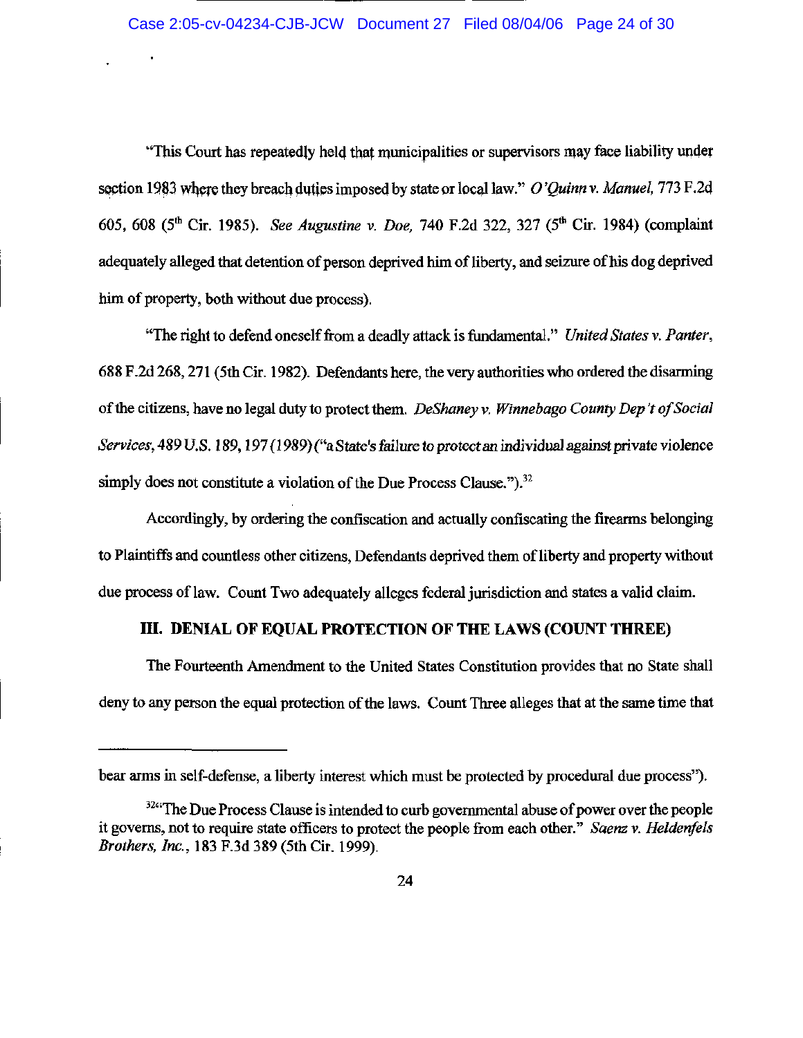"This Court has repeatedly held that municipalities or supervisors may face liability under section 1983 where they breach duties imposed by state or local law." *O'Quinn v. Manuel,* 773 F.2d 605, 608 (5th Cir. 1985). *See Augustine v. Doe,* 740 F.2d 322, 327 (5th Cir. 1984) (complaint adequately alleged that detention of person deprived him of liberty, and seizure of his dog deprived him of property, both without due process).

"The right to defend oneself from a deadly attack is fundamental." *United States v. Panter,* 688 F.2d 268, 271 (5th Cir. 1982). Defendants here, the very authorities who ordered the disarming of the citizens, have no legal duty to protect them. *DeShaney v. Winnebago County Dep't of Social Services,* 489 U.S. 189, 197 (1989) ("a State's failure to protect an individual against private violence simply does not constitute a violation of the Due Process Clause.").[32]

Accordingly, by ordering the confiscation and actually confiscating the firearms belonging to Plaintiffs and countless other citizens, Defendants deprived them of liberty and property without due process of law. Count Two adequately alleges federal jurisdiction and states a valid claim.

## III. DENIAL OF EQUAL PROTECTION OF THE LAWS (COUNT THREE)

The Fourteenth Amendment to the United States Constitution provides that no State shall deny to any person the equal protection of the laws. Count Three alleges that at the same time that

---

bear arms in self-defense, a liberty interest which must be protected by procedural due process").

[32] "The Due Process Clause is intended to curb governmental abuse of power over the people it governs, not to require state officers to protect the people from each other." *Saenz v. Heldenfels Brothers, Inc.,* 183 F.3d 389 (5th Cir. 1999).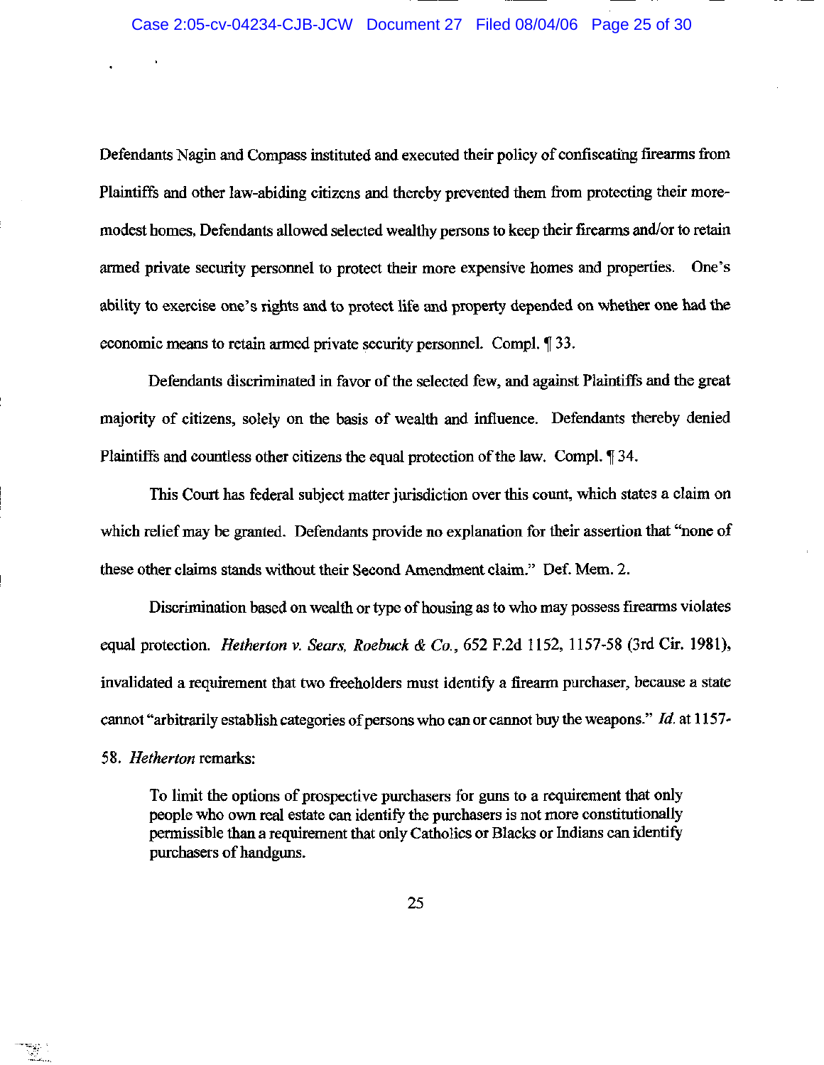Defendants Nagin and Compass instituted and executed their policy of confiscating firearms from Plaintiffs and other law-abiding citizens and thereby prevented them from protecting their more-modest homes, Defendants allowed selected wealthy persons to keep their firearms and/or to retain armed private security personnel to protect their more expensive homes and properties. One's ability to exercise one's rights and to protect life and property depended on whether one had the economic means to retain armed private security personnel. Compl. ¶ 33.

Defendants discriminated in favor of the selected few, and against Plaintiffs and the great majority of citizens, solely on the basis of wealth and influence. Defendants thereby denied Plaintiffs and countless other citizens the equal protection of the law. Compl. ¶ 34.

This Court has federal subject matter jurisdiction over this count, which states a claim on which relief may be granted. Defendants provide no explanation for their assertion that "none of these other claims stands without their Second Amendment claim." Def. Mem. 2.

Discrimination based on wealth or type of housing as to who may possess firearms violates equal protection. *Hetherton v. Sears, Roebuck & Co.*, 652 F.2d 1152, 1157-58 (3rd Cir. 1981), invalidated a requirement that two freeholders must identify a firearm purchaser, because a state cannot "arbitrarily establish categories of persons who can or cannot buy the weapons." *Id.* at 1157-58. *Hetherton* remarks:

> To limit the options of prospective purchasers for guns to a requirement that only people who own real estate can identify the purchasers is not more constitutionally permissible than a requirement that only Catholics or Blacks or Indians can identify purchasers of handguns.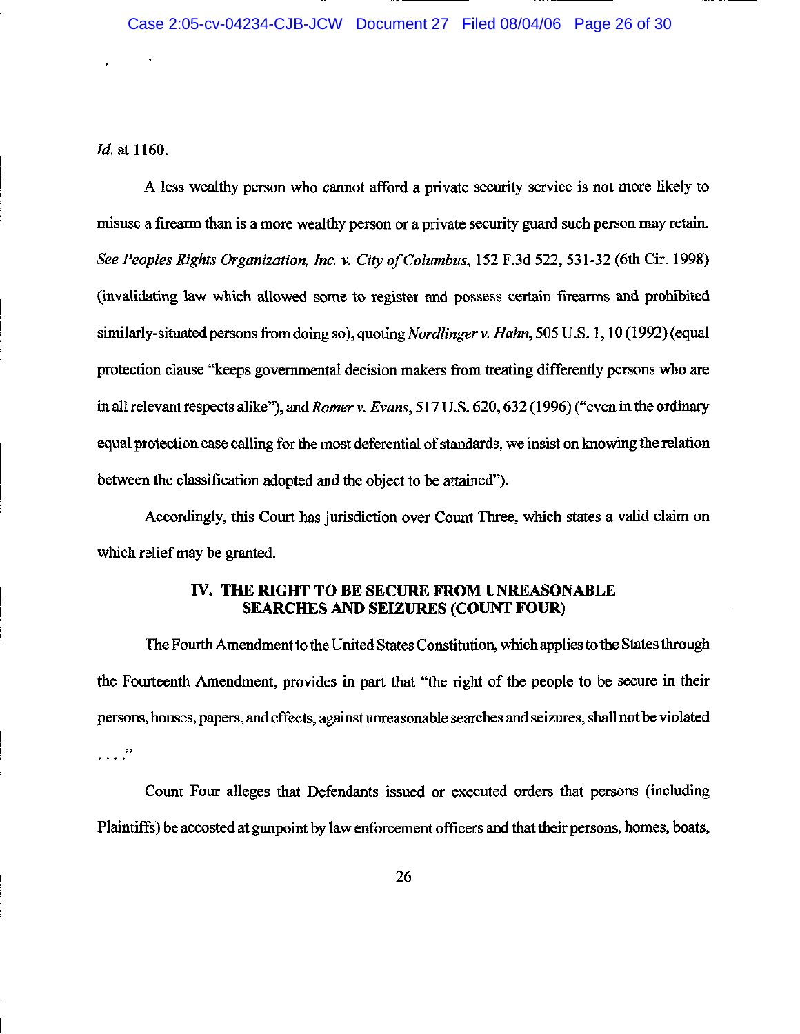*Id.* at 1160.

A less wealthy person who cannot afford a private security service is not more likely to misuse a firearm than is a more wealthy person or a private security guard such person may retain. *See Peoples Rights Organization, Inc. v. City of Columbus*, 152 F.3d 522, 531-32 (6th Cir. 1998) (invalidating law which allowed some to register and possess certain firearms and prohibited similarly-situated persons from doing so), quoting *Nordlinger v. Hahn*, 505 U.S. 1, 10 (1992) (equal protection clause "keeps governmental decision makers from treating differently persons who are in all relevant respects alike"), and *Romer v. Evans*, 517 U.S. 620, 632 (1996) ("even in the ordinary equal protection case calling for the most deferential of standards, we insist on knowing the relation between the classification adopted and the object to be attained").

Accordingly, this Court has jurisdiction over Count Three, which states a valid claim on which relief may be granted.

## IV. THE RIGHT TO BE SECURE FROM UNREASONABLE SEARCHES AND SEIZURES (COUNT FOUR)

The Fourth Amendment to the United States Constitution, which applies to the States through the Fourteenth Amendment, provides in part that "the right of the people to be secure in their persons, houses, papers, and effects, against unreasonable searches and seizures, shall not be violated . . . ."

Count Four alleges that Defendants issued or executed orders that persons (including Plaintiffs) be accosted at gunpoint by law enforcement officers and that their persons, homes, boats,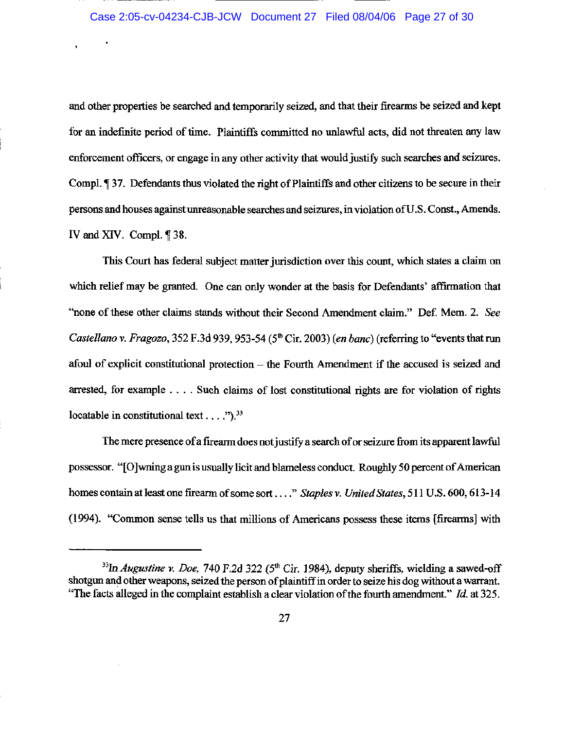and other properties be searched and temporarily seized, and that their firearms be seized and kept for an indefinite period of time. Plaintiffs committed no unlawful acts, did not threaten any law enforcement officers, or engage in any other activity that would justify such searches and seizures. Compl. ¶ 37. Defendants thus violated the right of Plaintiffs and other citizens to be secure in their persons and houses against unreasonable searches and seizures, in violation of U.S. Const., Amends. IV and XIV. Compl. ¶ 38.

This Court has federal subject matter jurisdiction over this count, which states a claim on which relief may be granted. One can only wonder at the basis for Defendants' affirmation that "none of these other claims stands without their Second Amendment claim." Def. Mem. 2. *See Castellano v. Fragozo*, 352 F.3d 939, 953-54 (5th Cir. 2003) (*en banc*) (referring to "events that run afoul of explicit constitutional protection – the Fourth Amendment if the accused is seized and arrested, for example . . . . Such claims of lost constitutional rights are for violation of rights locatable in constitutional text . . . .").[33]

The mere presence of a firearm does not justify a search of or seizure from its apparent lawful possessor. "[O]wning a gun is usually licit and blameless conduct. Roughly 50 percent of American homes contain at least one firearm of some sort . . . ." *Staples v. United States*, 511 U.S. 600, 613-14 (1994). "Common sense tells us that millions of Americans possess these items [firearms] with

---

[33]In *Augustine v. Doe*, 740 F.2d 322 (5th Cir. 1984), deputy sheriffs, wielding a sawed-off shotgun and other weapons, seized the person of plaintiff in order to seize his dog without a warrant. "The facts alleged in the complaint establish a clear violation of the fourth amendment." *Id.* at 325.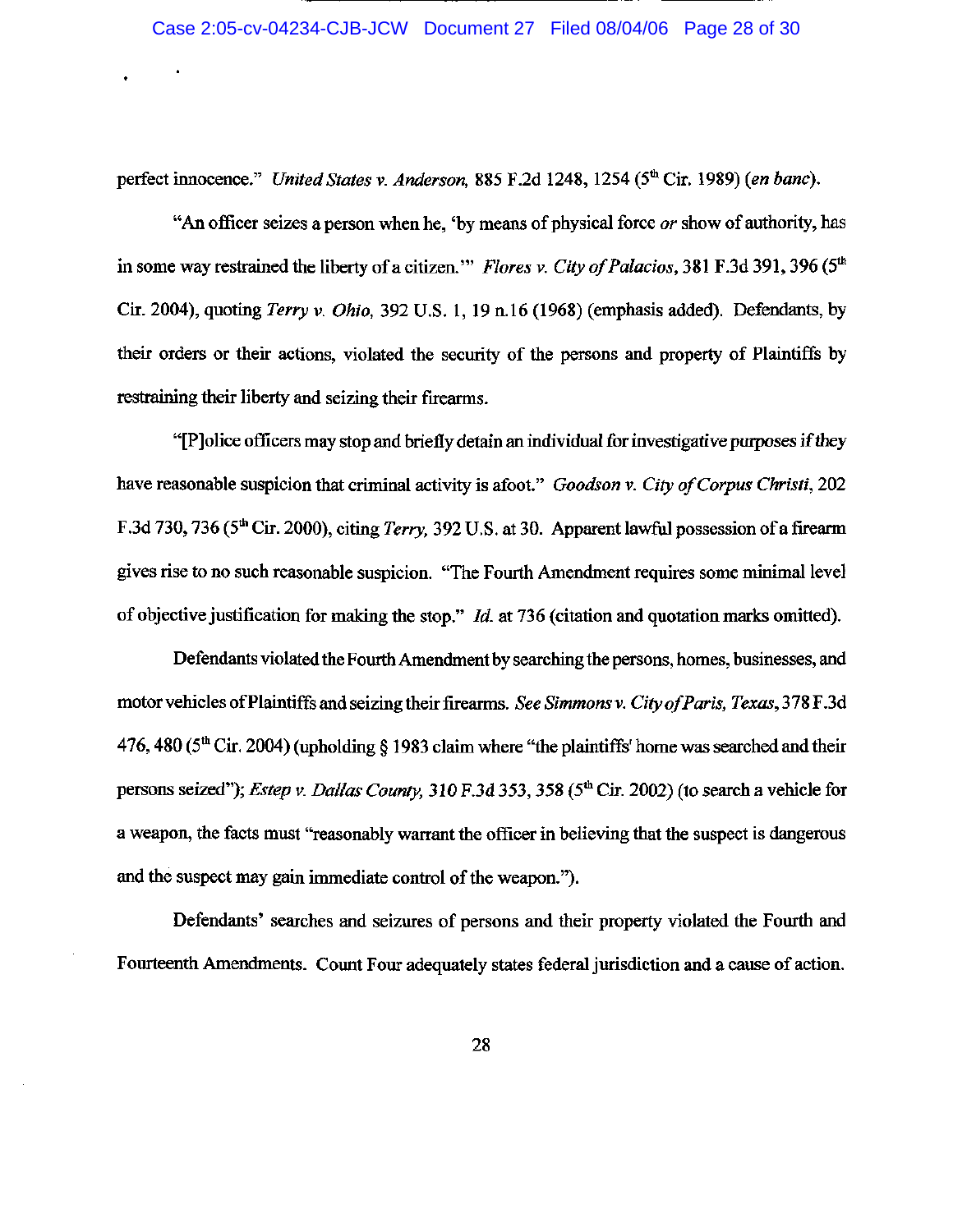perfect innocence." *United States v. Anderson*, 885 F.2d 1248, 1254 (5th Cir. 1989) (*en banc*).

"An officer seizes a person when he, 'by means of physical force *or* show of authority, has in some way restrained the liberty of a citizen.'" *Flores v. City of Palacios*, 381 F.3d 391, 396 (5th Cir. 2004), quoting *Terry v. Ohio*, 392 U.S. 1, 19 n.16 (1968) (emphasis added). Defendants, by their orders or their actions, violated the security of the persons and property of Plaintiffs by restraining their liberty and seizing their firearms.

"[P]olice officers may stop and briefly detain an individual for investigative purposes if they have reasonable suspicion that criminal activity is afoot." *Goodson v. City of Corpus Christi*, 202 F.3d 730, 736 (5th Cir. 2000), citing *Terry*, 392 U.S. at 30. Apparent lawful possession of a firearm gives rise to no such reasonable suspicion. "The Fourth Amendment requires some minimal level of objective justification for making the stop." *Id.* at 736 (citation and quotation marks omitted).

Defendants violated the Fourth Amendment by searching the persons, homes, businesses, and motor vehicles of Plaintiffs and seizing their firearms. *See Simmons v. City of Paris, Texas*, 378 F.3d 476, 480 (5th Cir. 2004) (upholding § 1983 claim where "the plaintiffs' home was searched and their persons seized"); *Estep v. Dallas County*, 310 F.3d 353, 358 (5th Cir. 2002) (to search a vehicle for a weapon, the facts must "reasonably warrant the officer in believing that the suspect is dangerous and the suspect may gain immediate control of the weapon.").

Defendants' searches and seizures of persons and their property violated the Fourth and Fourteenth Amendments. Count Four adequately states federal jurisdiction and a cause of action.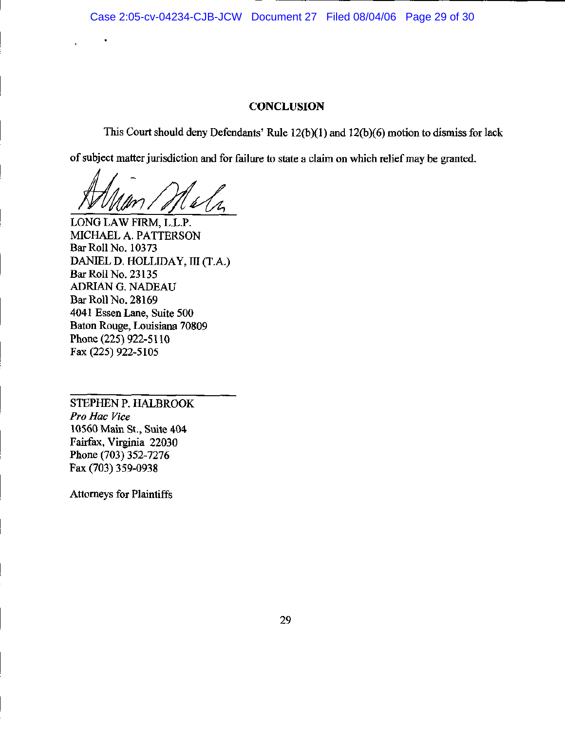## CONCLUSION

This Court should deny Defendants' Rule 12(b)(1) and 12(b)(6) motion to dismiss for lack of subject matter jurisdiction and for failure to state a claim on which relief may be granted.

LONG LAW FIRM, L.L.P.
MICHAEL A. PATTERSON
Bar Roll No. 10373
DANIEL D. HOLLIDAY, III (T.A.)
Bar Roll No. 23135
ADRIAN G. NADEAU
Bar Roll No. 28169
4041 Essen Lane, Suite 500
Baton Rouge, Louisiana 70809
Phone (225) 922-5110
Fax (225) 922-5105

STEPHEN P. HALBROOK
*Pro Hac Vice*
10560 Main St., Suite 404
Fairfax, Virginia 22030
Phone (703) 352-7276
Fax (703) 359-0938

Attorneys for Plaintiffs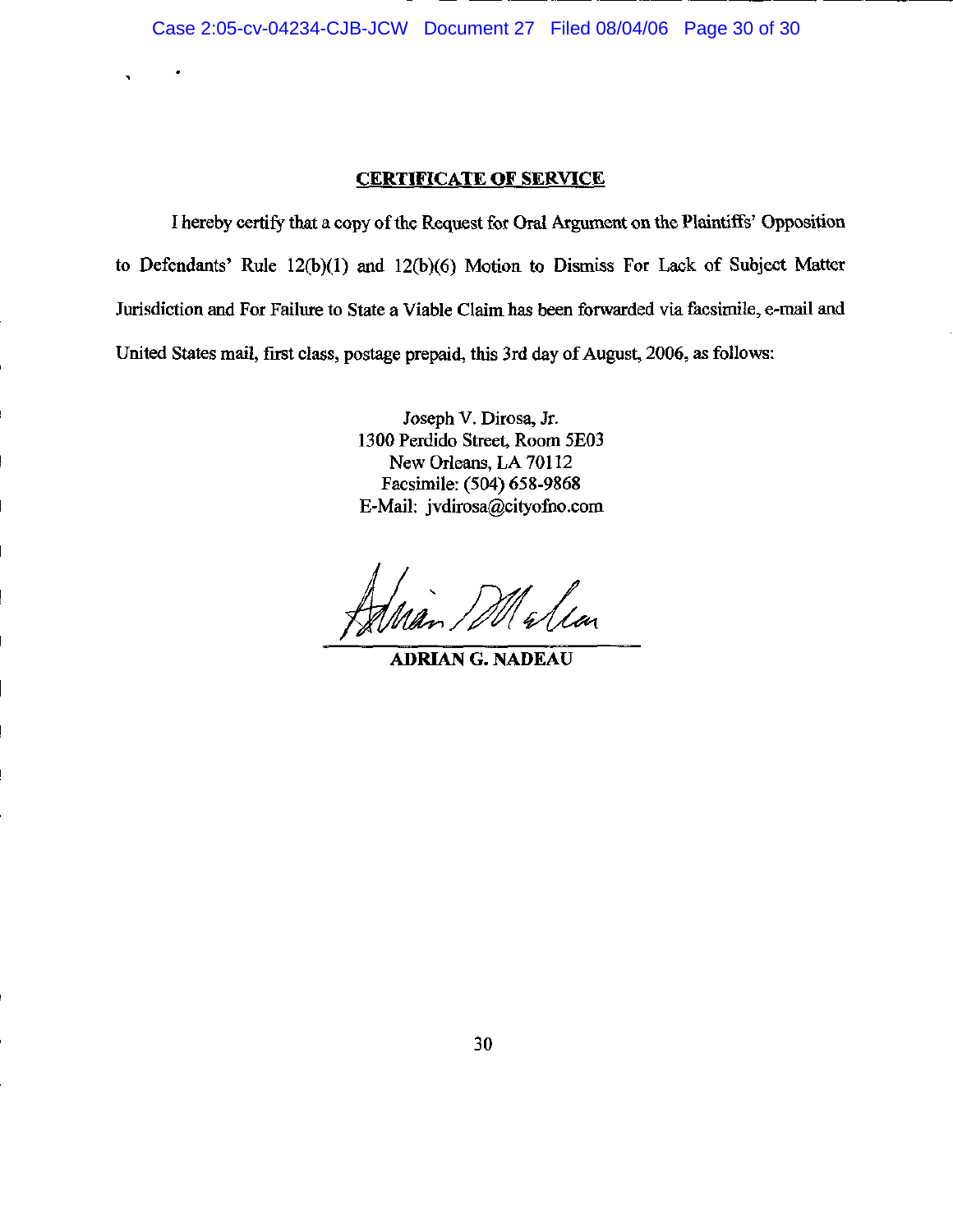## CERTIFICATE OF SERVICE

I hereby certify that a copy of the Request for Oral Argument on the Plaintiffs' Opposition to Defendants' Rule 12(b)(1) and 12(b)(6) Motion to Dismiss For Lack of Subject Matter Jurisdiction and For Failure to State a Viable Claim has been forwarded via facsimile, e-mail and United States mail, first class, postage prepaid, this 3rd day of August, 2006, as follows:

Joseph V. Dirosa, Jr.
1300 Perdido Street, Room 5E03
New Orleans, LA 70112
Facsimile: (504) 658-9868
E-Mail: jvdirosa@cityofno.com

**ADRIAN G. NADEAU**